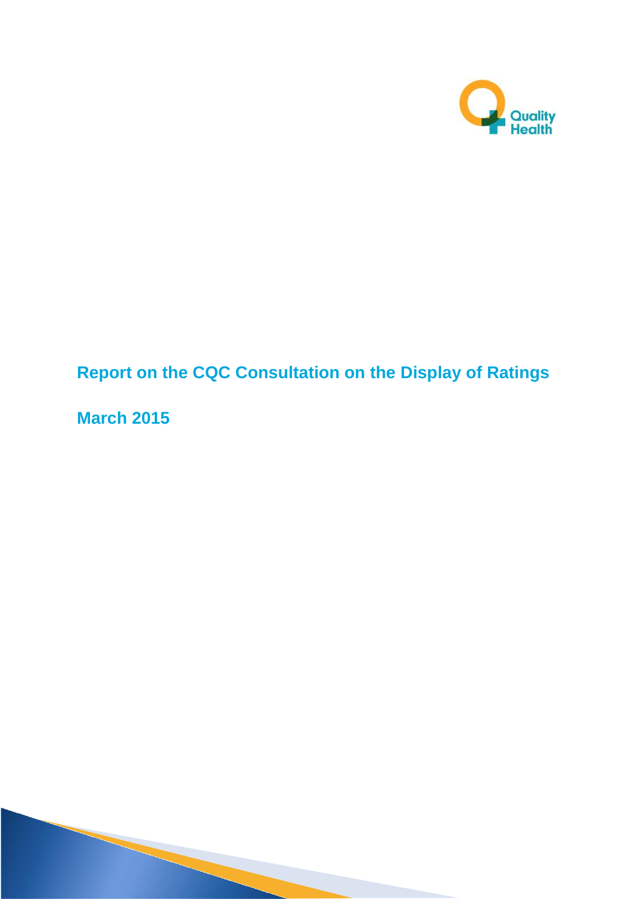Quality Health

# Report on the CQC Consultation on the Display of Ratings

## March 2015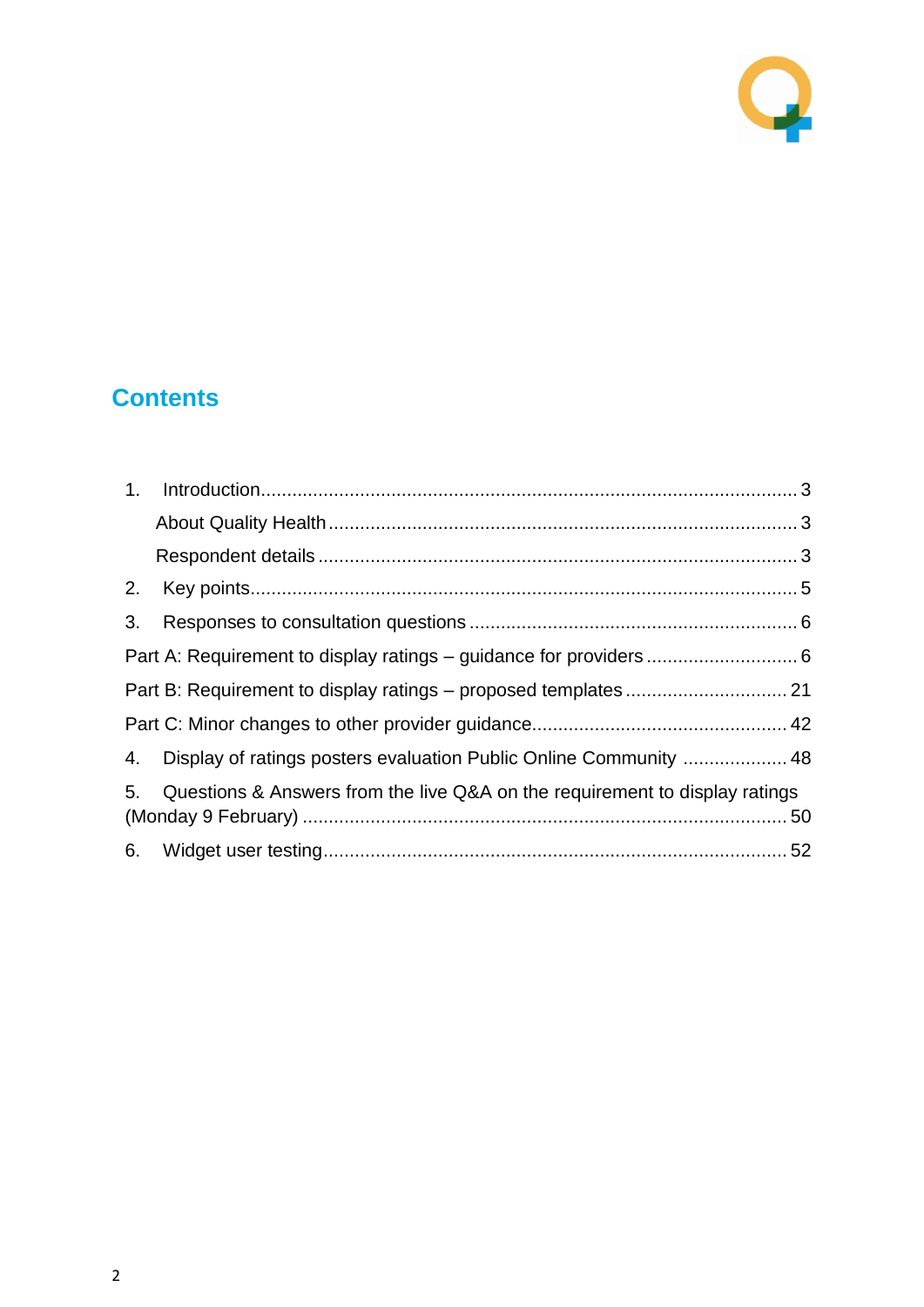## Contents

1. Introduction.......... 3
   - About Quality Health.......... 3
   - Respondent details.......... 3
2. Key points.......... 5
3. Responses to consultation questions.......... 6

Part A: Requirement to display ratings – guidance for providers.......... 6

Part B: Requirement to display ratings – proposed templates.......... 21

Part C: Minor changes to other provider guidance.......... 42

4. Display of ratings posters evaluation Public Online Community.......... 48
5. Questions & Answers from the live Q&A on the requirement to display ratings (Monday 9 February).......... 50
6. Widget user testing.......... 52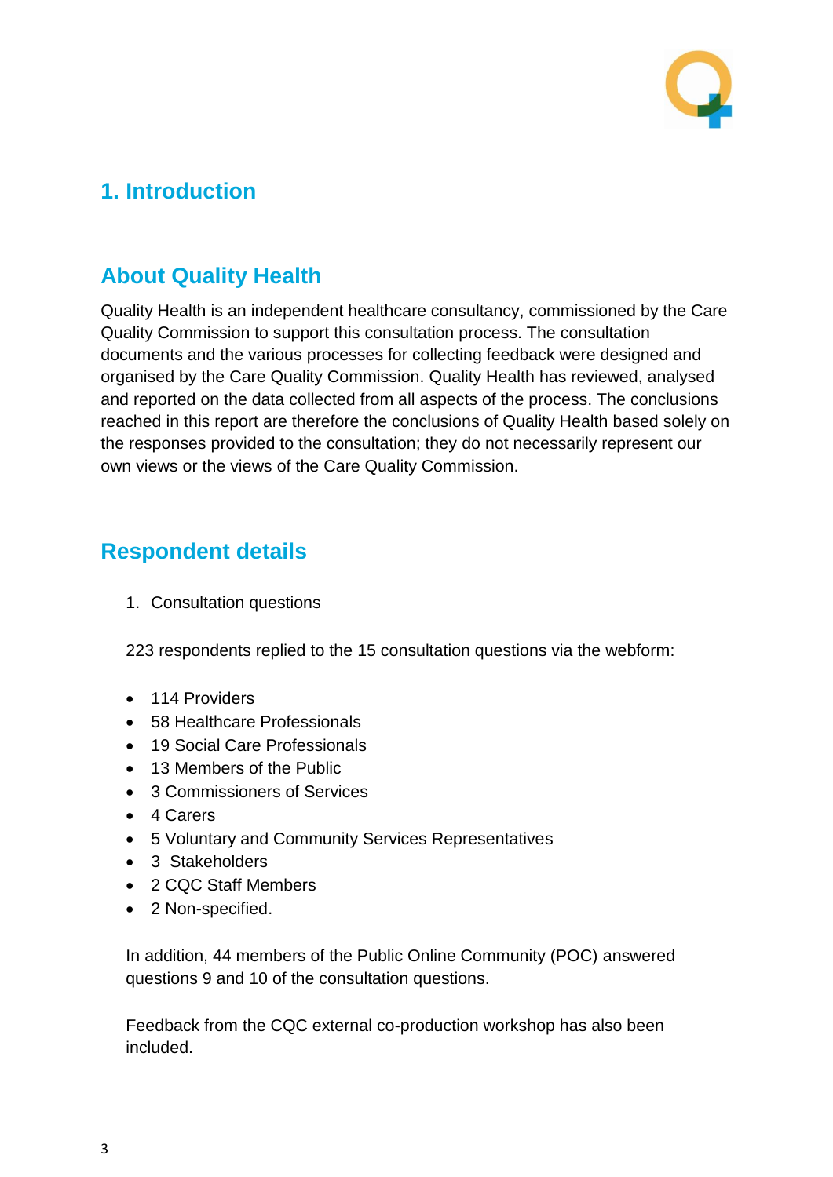# 1. Introduction

## About Quality Health

Quality Health is an independent healthcare consultancy, commissioned by the Care Quality Commission to support this consultation process. The consultation documents and the various processes for collecting feedback were designed and organised by the Care Quality Commission. Quality Health has reviewed, analysed and reported on the data collected from all aspects of the process. The conclusions reached in this report are therefore the conclusions of Quality Health based solely on the responses provided to the consultation; they do not necessarily represent our own views or the views of the Care Quality Commission.

## Respondent details

1. Consultation questions

223 respondents replied to the 15 consultation questions via the webform:

- 114 Providers
- 58 Healthcare Professionals
- 19 Social Care Professionals
- 13 Members of the Public
- 3 Commissioners of Services
- 4 Carers
- 5 Voluntary and Community Services Representatives
- 3 Stakeholders
- 2 CQC Staff Members
- 2 Non-specified.

In addition, 44 members of the Public Online Community (POC) answered questions 9 and 10 of the consultation questions.

Feedback from the CQC external co-production workshop has also been included.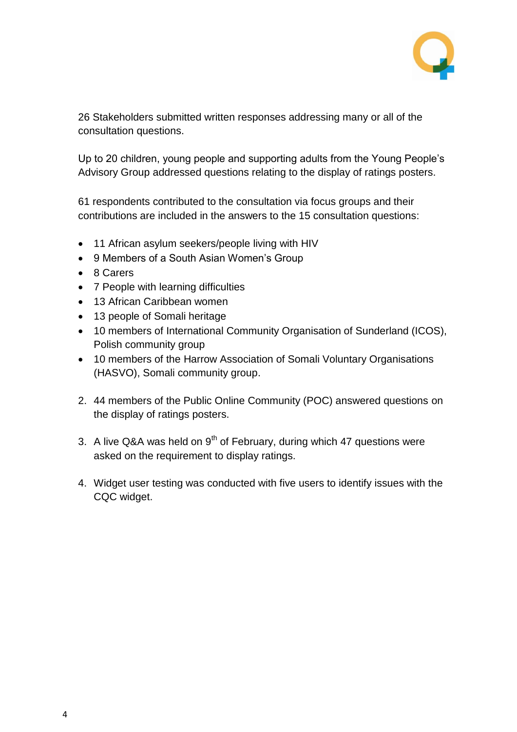26 Stakeholders submitted written responses addressing many or all of the consultation questions.

Up to 20 children, young people and supporting adults from the Young People's Advisory Group addressed questions relating to the display of ratings posters.

61 respondents contributed to the consultation via focus groups and their contributions are included in the answers to the 15 consultation questions:

- 11 African asylum seekers/people living with HIV
- 9 Members of a South Asian Women's Group
- 8 Carers
- 7 People with learning difficulties
- 13 African Caribbean women
- 13 people of Somali heritage
- 10 members of International Community Organisation of Sunderland (ICOS), Polish community group
- 10 members of the Harrow Association of Somali Voluntary Organisations (HASVO), Somali community group.

2. 44 members of the Public Online Community (POC) answered questions on the display of ratings posters.

3. A live Q&A was held on 9th of February, during which 47 questions were asked on the requirement to display ratings.

4. Widget user testing was conducted with five users to identify issues with the CQC widget.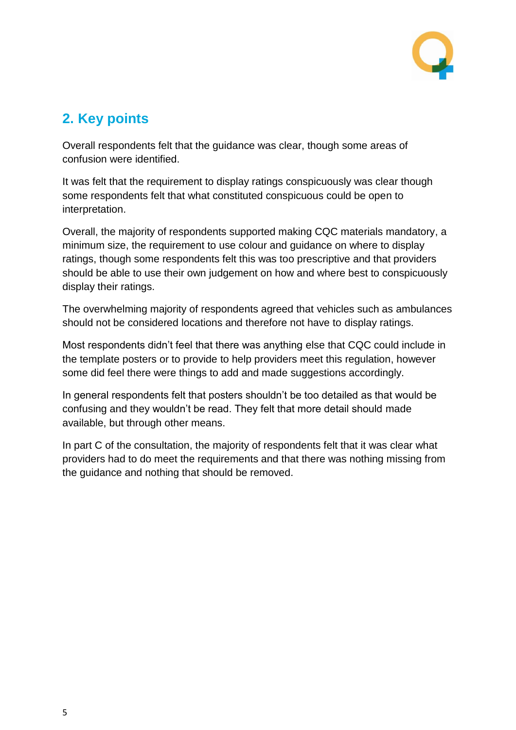## 2. Key points

Overall respondents felt that the guidance was clear, though some areas of confusion were identified.

It was felt that the requirement to display ratings conspicuously was clear though some respondents felt that what constituted conspicuous could be open to interpretation.

Overall, the majority of respondents supported making CQC materials mandatory, a minimum size, the requirement to use colour and guidance on where to display ratings, though some respondents felt this was too prescriptive and that providers should be able to use their own judgement on how and where best to conspicuously display their ratings.

The overwhelming majority of respondents agreed that vehicles such as ambulances should not be considered locations and therefore not have to display ratings.

Most respondents didn't feel that there was anything else that CQC could include in the template posters or to provide to help providers meet this regulation, however some did feel there were things to add and made suggestions accordingly.

In general respondents felt that posters shouldn't be too detailed as that would be confusing and they wouldn't be read. They felt that more detail should made available, but through other means.

In part C of the consultation, the majority of respondents felt that it was clear what providers had to do meet the requirements and that there was nothing missing from the guidance and nothing that should be removed.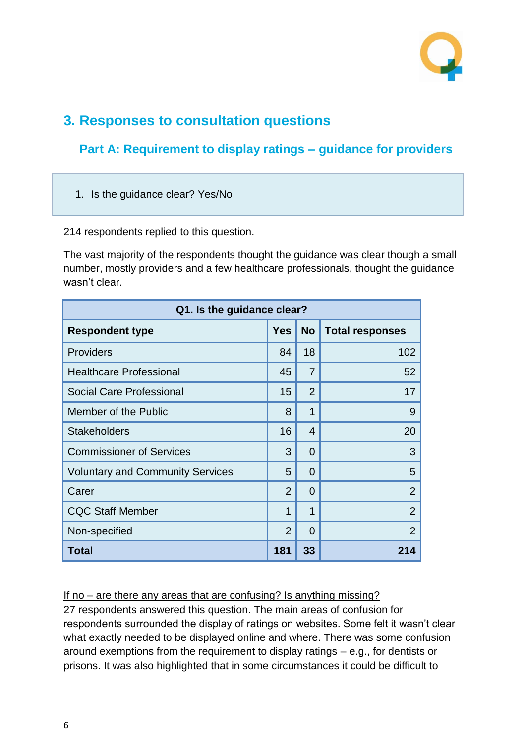# 3. Responses to consultation questions

## Part A: Requirement to display ratings – guidance for providers

1. Is the guidance clear? Yes/No

214 respondents replied to this question.

The vast majority of the respondents thought the guidance was clear though a small number, mostly providers and a few healthcare professionals, thought the guidance wasn't clear.

| Q1. Is the guidance clear? | | | |
|---|---|---|---|
| **Respondent type** | **Yes** | **No** | **Total responses** |
| Providers | 84 | 18 | 102 |
| Healthcare Professional | 45 | 7 | 52 |
| Social Care Professional | 15 | 2 | 17 |
| Member of the Public | 8 | 1 | 9 |
| Stakeholders | 16 | 4 | 20 |
| Commissioner of Services | 3 | 0 | 3 |
| Voluntary and Community Services | 5 | 0 | 5 |
| Carer | 2 | 0 | 2 |
| CQC Staff Member | 1 | 1 | 2 |
| Non-specified | 2 | 0 | 2 |
| **Total** | **181** | **33** | **214** |

<u>If no – are there any areas that are confusing? Is anything missing?</u>
27 respondents answered this question. The main areas of confusion for respondents surrounded the display of ratings on websites. Some felt it wasn't clear what exactly needed to be displayed online and where. There was some confusion around exemptions from the requirement to display ratings – e.g., for dentists or prisons. It was also highlighted that in some circumstances it could be difficult to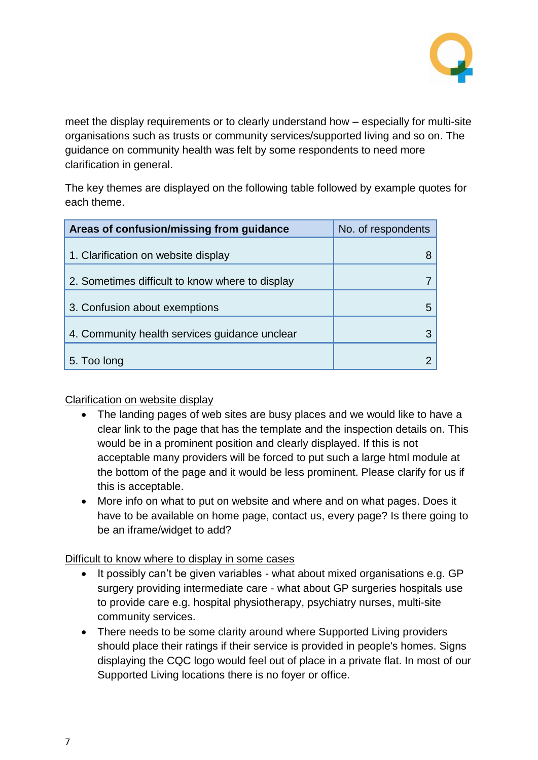meet the display requirements or to clearly understand how – especially for multi-site organisations such as trusts or community services/supported living and so on. The guidance on community health was felt by some respondents to need more clarification in general.

The key themes are displayed on the following table followed by example quotes for each theme.

| **Areas of confusion/missing from guidance** | No. of respondents |
|---|---:|
| 1. Clarification on website display | 8 |
| 2. Sometimes difficult to know where to display | 7 |
| 3. Confusion about exemptions | 5 |
| 4. Community health services guidance unclear | 3 |
| 5. Too long | 2 |

<u>Clarification on website display</u>

- The landing pages of web sites are busy places and we would like to have a clear link to the page that has the template and the inspection details on. This would be in a prominent position and clearly displayed. If this is not acceptable many providers will be forced to put such a large html module at the bottom of the page and it would be less prominent. Please clarify for us if this is acceptable.
- More info on what to put on website and where and on what pages. Does it have to be available on home page, contact us, every page? Is there going to be an iframe/widget to add?

<u>Difficult to know where to display in some cases</u>

- It possibly can't be given variables - what about mixed organisations e.g. GP surgery providing intermediate care - what about GP surgeries hospitals use to provide care e.g. hospital physiotherapy, psychiatry nurses, multi-site community services.
- There needs to be some clarity around where Supported Living providers should place their ratings if their service is provided in people's homes. Signs displaying the CQC logo would feel out of place in a private flat. In most of our Supported Living locations there is no foyer or office.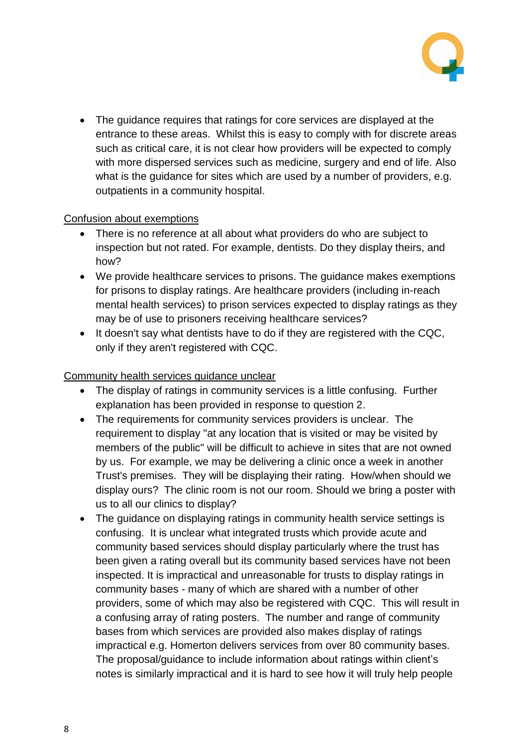- The guidance requires that ratings for core services are displayed at the entrance to these areas. Whilst this is easy to comply with for discrete areas such as critical care, it is not clear how providers will be expected to comply with more dispersed services such as medicine, surgery and end of life. Also what is the guidance for sites which are used by a number of providers, e.g. outpatients in a community hospital.

Confusion about exemptions

- There is no reference at all about what providers do who are subject to inspection but not rated. For example, dentists. Do they display theirs, and how?
- We provide healthcare services to prisons. The guidance makes exemptions for prisons to display ratings. Are healthcare providers (including in-reach mental health services) to prison services expected to display ratings as they may be of use to prisoners receiving healthcare services?
- It doesn't say what dentists have to do if they are registered with the CQC, only if they aren't registered with CQC.

Community health services guidance unclear

- The display of ratings in community services is a little confusing. Further explanation has been provided in response to question 2.
- The requirements for community services providers is unclear. The requirement to display "at any location that is visited or may be visited by members of the public" will be difficult to achieve in sites that are not owned by us. For example, we may be delivering a clinic once a week in another Trust's premises. They will be displaying their rating. How/when should we display ours? The clinic room is not our room. Should we bring a poster with us to all our clinics to display?
- The guidance on displaying ratings in community health service settings is confusing. It is unclear what integrated trusts which provide acute and community based services should display particularly where the trust has been given a rating overall but its community based services have not been inspected. It is impractical and unreasonable for trusts to display ratings in community bases - many of which are shared with a number of other providers, some of which may also be registered with CQC. This will result in a confusing array of rating posters. The number and range of community bases from which services are provided also makes display of ratings impractical e.g. Homerton delivers services from over 80 community bases. The proposal/guidance to include information about ratings within client's notes is similarly impractical and it is hard to see how it will truly help people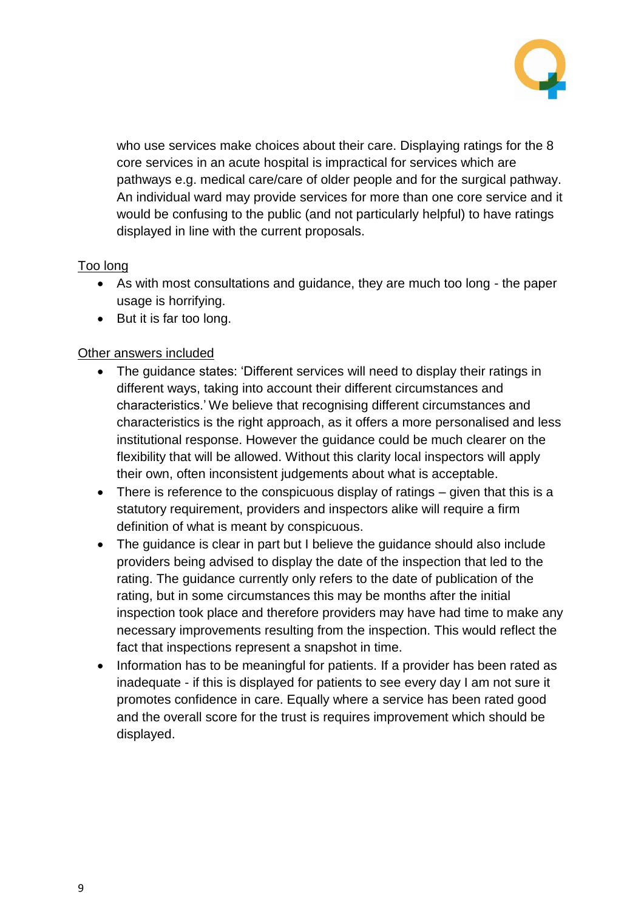who use services make choices about their care. Displaying ratings for the 8 core services in an acute hospital is impractical for services which are pathways e.g. medical care/care of older people and for the surgical pathway. An individual ward may provide services for more than one core service and it would be confusing to the public (and not particularly helpful) to have ratings displayed in line with the current proposals.

<u>Too long</u>

- As with most consultations and guidance, they are much too long - the paper usage is horrifying.
- But it is far too long.

<u>Other answers included</u>

- The guidance states: 'Different services will need to display their ratings in different ways, taking into account their different circumstances and characteristics.' We believe that recognising different circumstances and characteristics is the right approach, as it offers a more personalised and less institutional response. However the guidance could be much clearer on the flexibility that will be allowed. Without this clarity local inspectors will apply their own, often inconsistent judgements about what is acceptable.
- There is reference to the conspicuous display of ratings – given that this is a statutory requirement, providers and inspectors alike will require a firm definition of what is meant by conspicuous.
- The guidance is clear in part but I believe the guidance should also include providers being advised to display the date of the inspection that led to the rating. The guidance currently only refers to the date of publication of the rating, but in some circumstances this may be months after the initial inspection took place and therefore providers may have had time to make any necessary improvements resulting from the inspection. This would reflect the fact that inspections represent a snapshot in time.
- Information has to be meaningful for patients. If a provider has been rated as inadequate - if this is displayed for patients to see every day I am not sure it promotes confidence in care. Equally where a service has been rated good and the overall score for the trust is requires improvement which should be displayed.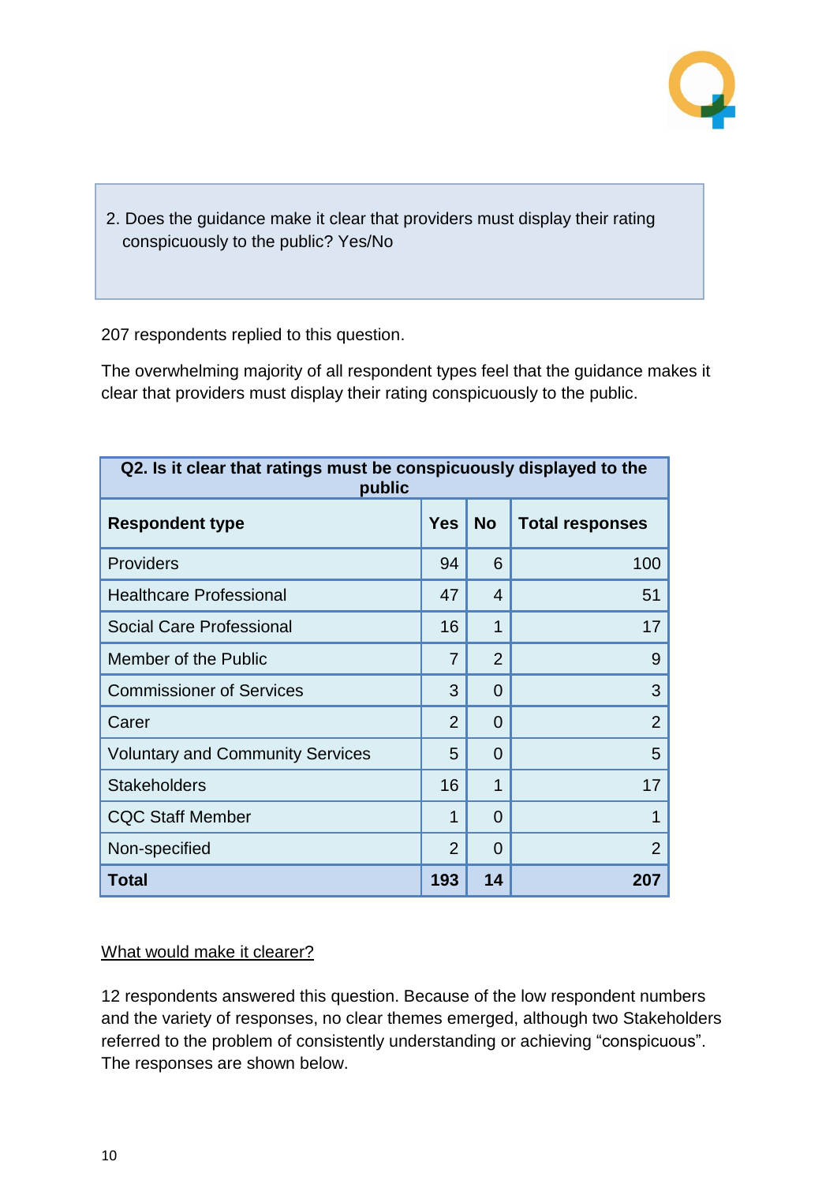2. Does the guidance make it clear that providers must display their rating conspicuously to the public? Yes/No

207 respondents replied to this question.

The overwhelming majority of all respondent types feel that the guidance makes it clear that providers must display their rating conspicuously to the public.

| **Q2. Is it clear that ratings must be conspicuously displayed to the public** | | | |
|---|---|---|---|
| **Respondent type** | **Yes** | **No** | **Total responses** |
| Providers | 94 | 6 | 100 |
| Healthcare Professional | 47 | 4 | 51 |
| Social Care Professional | 16 | 1 | 17 |
| Member of the Public | 7 | 2 | 9 |
| Commissioner of Services | 3 | 0 | 3 |
| Carer | 2 | 0 | 2 |
| Voluntary and Community Services | 5 | 0 | 5 |
| Stakeholders | 16 | 1 | 17 |
| CQC Staff Member | 1 | 0 | 1 |
| Non-specified | 2 | 0 | 2 |
| **Total** | **193** | **14** | **207** |

What would make it clearer?

12 respondents answered this question. Because of the low respondent numbers and the variety of responses, no clear themes emerged, although two Stakeholders referred to the problem of consistently understanding or achieving "conspicuous". The responses are shown below.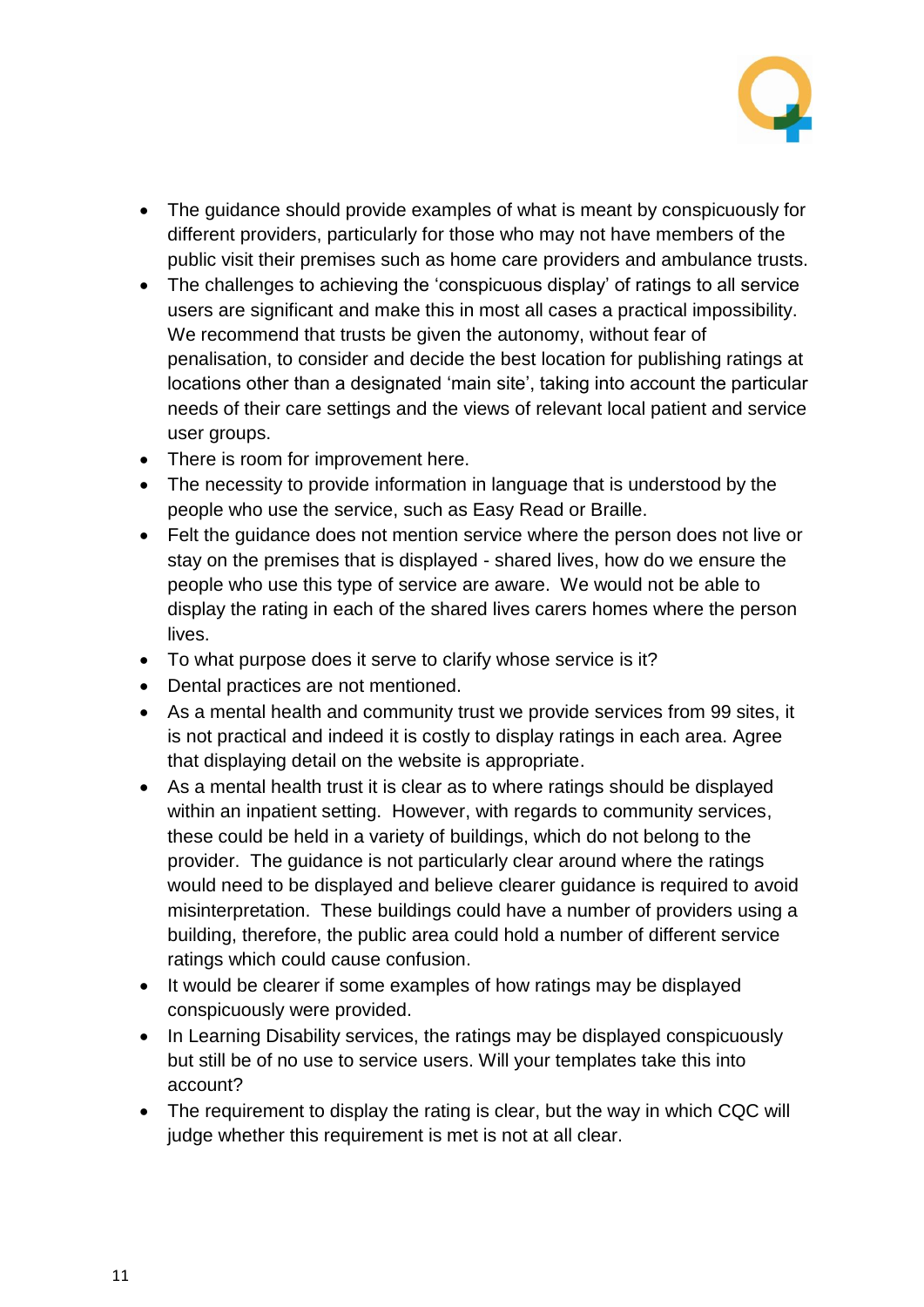- The guidance should provide examples of what is meant by conspicuously for different providers, particularly for those who may not have members of the public visit their premises such as home care providers and ambulance trusts.
- The challenges to achieving the 'conspicuous display' of ratings to all service users are significant and make this in most all cases a practical impossibility. We recommend that trusts be given the autonomy, without fear of penalisation, to consider and decide the best location for publishing ratings at locations other than a designated 'main site', taking into account the particular needs of their care settings and the views of relevant local patient and service user groups.
- There is room for improvement here.
- The necessity to provide information in language that is understood by the people who use the service, such as Easy Read or Braille.
- Felt the guidance does not mention service where the person does not live or stay on the premises that is displayed - shared lives, how do we ensure the people who use this type of service are aware. We would not be able to display the rating in each of the shared lives carers homes where the person lives.
- To what purpose does it serve to clarify whose service is it?
- Dental practices are not mentioned.
- As a mental health and community trust we provide services from 99 sites, it is not practical and indeed it is costly to display ratings in each area. Agree that displaying detail on the website is appropriate.
- As a mental health trust it is clear as to where ratings should be displayed within an inpatient setting. However, with regards to community services, these could be held in a variety of buildings, which do not belong to the provider. The guidance is not particularly clear around where the ratings would need to be displayed and believe clearer guidance is required to avoid misinterpretation. These buildings could have a number of providers using a building, therefore, the public area could hold a number of different service ratings which could cause confusion.
- It would be clearer if some examples of how ratings may be displayed conspicuously were provided.
- In Learning Disability services, the ratings may be displayed conspicuously but still be of no use to service users. Will your templates take this into account?
- The requirement to display the rating is clear, but the way in which CQC will judge whether this requirement is met is not at all clear.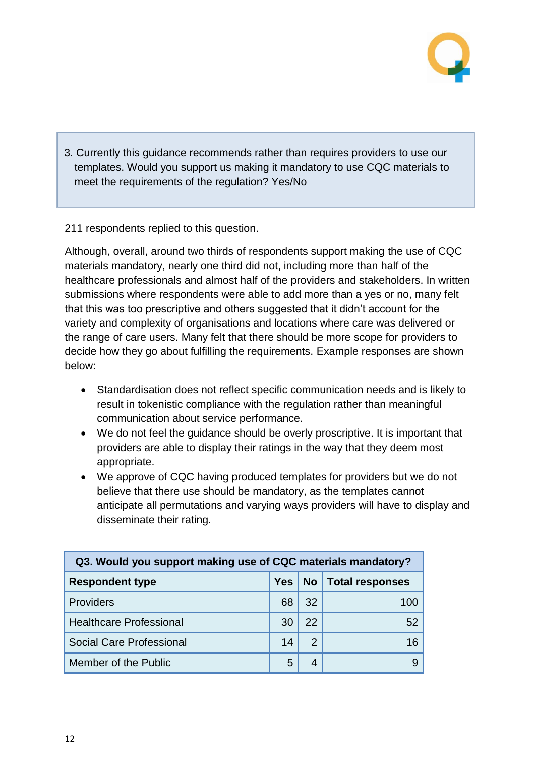> 3. Currently this guidance recommends rather than requires providers to use our templates. Would you support us making it mandatory to use CQC materials to meet the requirements of the regulation? Yes/No

211 respondents replied to this question.

Although, overall, around two thirds of respondents support making the use of CQC materials mandatory, nearly one third did not, including more than half of the healthcare professionals and almost half of the providers and stakeholders. In written submissions where respondents were able to add more than a yes or no, many felt that this was too prescriptive and others suggested that it didn't account for the variety and complexity of organisations and locations where care was delivered or the range of care users. Many felt that there should be more scope for providers to decide how they go about fulfilling the requirements. Example responses are shown below:

- Standardisation does not reflect specific communication needs and is likely to result in tokenistic compliance with the regulation rather than meaningful communication about service performance.
- We do not feel the guidance should be overly proscriptive. It is important that providers are able to display their ratings in the way that they deem most appropriate.
- We approve of CQC having produced templates for providers but we do not believe that there use should be mandatory, as the templates cannot anticipate all permutations and varying ways providers will have to display and disseminate their rating.

**Q3. Would you support making use of CQC materials mandatory?**

| Respondent type | Yes | No | Total responses |
|---|---|---|---|
| Providers | 68 | 32 | 100 |
| Healthcare Professional | 30 | 22 | 52 |
| Social Care Professional | 14 | 2 | 16 |
| Member of the Public | 5 | 4 | 9 |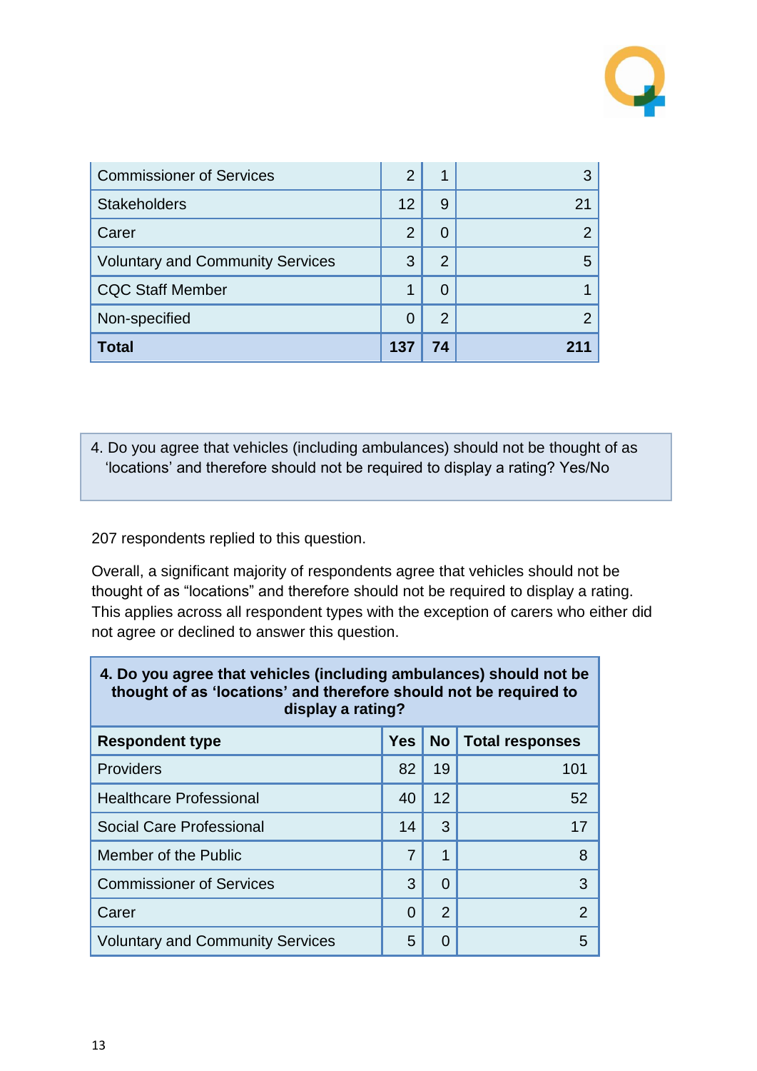| Commissioner of Services | 2 | 1 | 3 |
|---|---|---|---|
| Stakeholders | 12 | 9 | 21 |
| Carer | 2 | 0 | 2 |
| Voluntary and Community Services | 3 | 2 | 5 |
| CQC Staff Member | 1 | 0 | 1 |
| Non-specified | 0 | 2 | 2 |
| **Total** | **137** | **74** | **211** |

4. Do you agree that vehicles (including ambulances) should not be thought of as 'locations' and therefore should not be required to display a rating? Yes/No

207 respondents replied to this question.

Overall, a significant majority of respondents agree that vehicles should not be thought of as "locations" and therefore should not be required to display a rating. This applies across all respondent types with the exception of carers who either did not agree or declined to answer this question.

| **4. Do you agree that vehicles (including ambulances) should not be thought of as 'locations' and therefore should not be required to display a rating?** | | | |
|---|---|---|---|
| **Respondent type** | **Yes** | **No** | **Total responses** |
| Providers | 82 | 19 | 101 |
| Healthcare Professional | 40 | 12 | 52 |
| Social Care Professional | 14 | 3 | 17 |
| Member of the Public | 7 | 1 | 8 |
| Commissioner of Services | 3 | 0 | 3 |
| Carer | 0 | 2 | 2 |
| Voluntary and Community Services | 5 | 0 | 5 |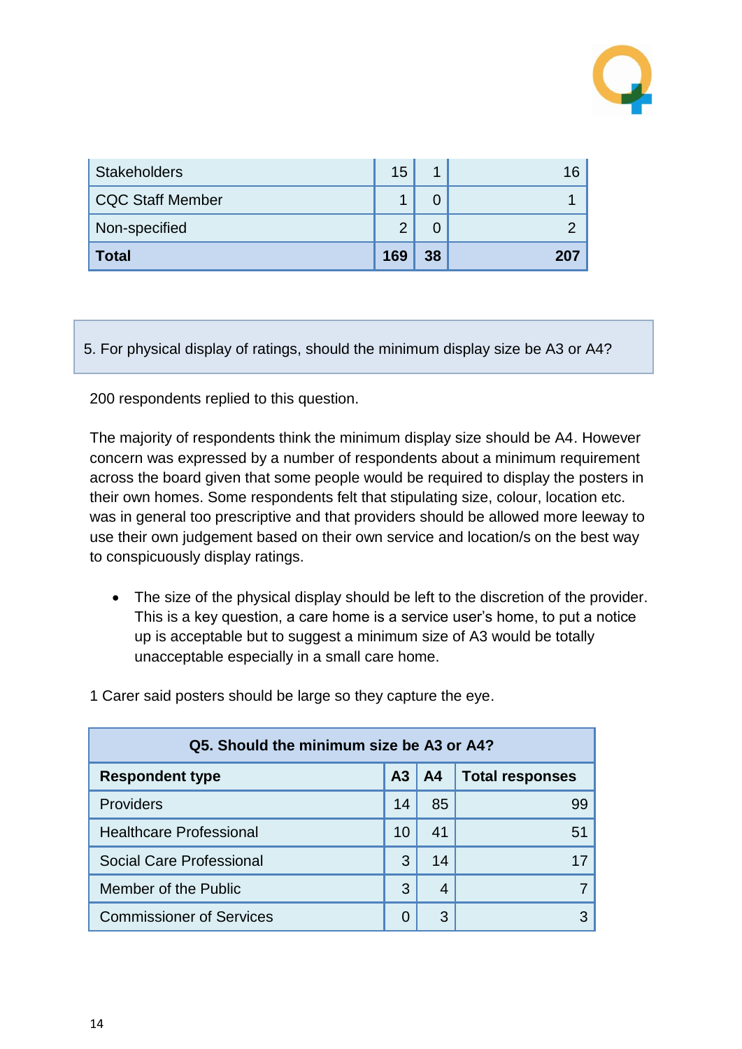| Stakeholders | 15 | 1 | 16 |
|---|---|---|---|
| CQC Staff Member | 1 | 0 | 1 |
| Non-specified | 2 | 0 | 2 |
| **Total** | **169** | **38** | **207** |

5. For physical display of ratings, should the minimum display size be A3 or A4?

200 respondents replied to this question.

The majority of respondents think the minimum display size should be A4. However concern was expressed by a number of respondents about a minimum requirement across the board given that some people would be required to display the posters in their own homes. Some respondents felt that stipulating size, colour, location etc. was in general too prescriptive and that providers should be allowed more leeway to use their own judgement based on their own service and location/s on the best way to conspicuously display ratings.

- The size of the physical display should be left to the discretion of the provider. This is a key question, a care home is a service user's home, to put a notice up is acceptable but to suggest a minimum size of A3 would be totally unacceptable especially in a small care home.

1 Carer said posters should be large so they capture the eye.

| **Q5. Should the minimum size be A3 or A4?** | | | |
|---|---|---|---|
| **Respondent type** | **A3** | **A4** | **Total responses** |
| Providers | 14 | 85 | 99 |
| Healthcare Professional | 10 | 41 | 51 |
| Social Care Professional | 3 | 14 | 17 |
| Member of the Public | 3 | 4 | 7 |
| Commissioner of Services | 0 | 3 | 3 |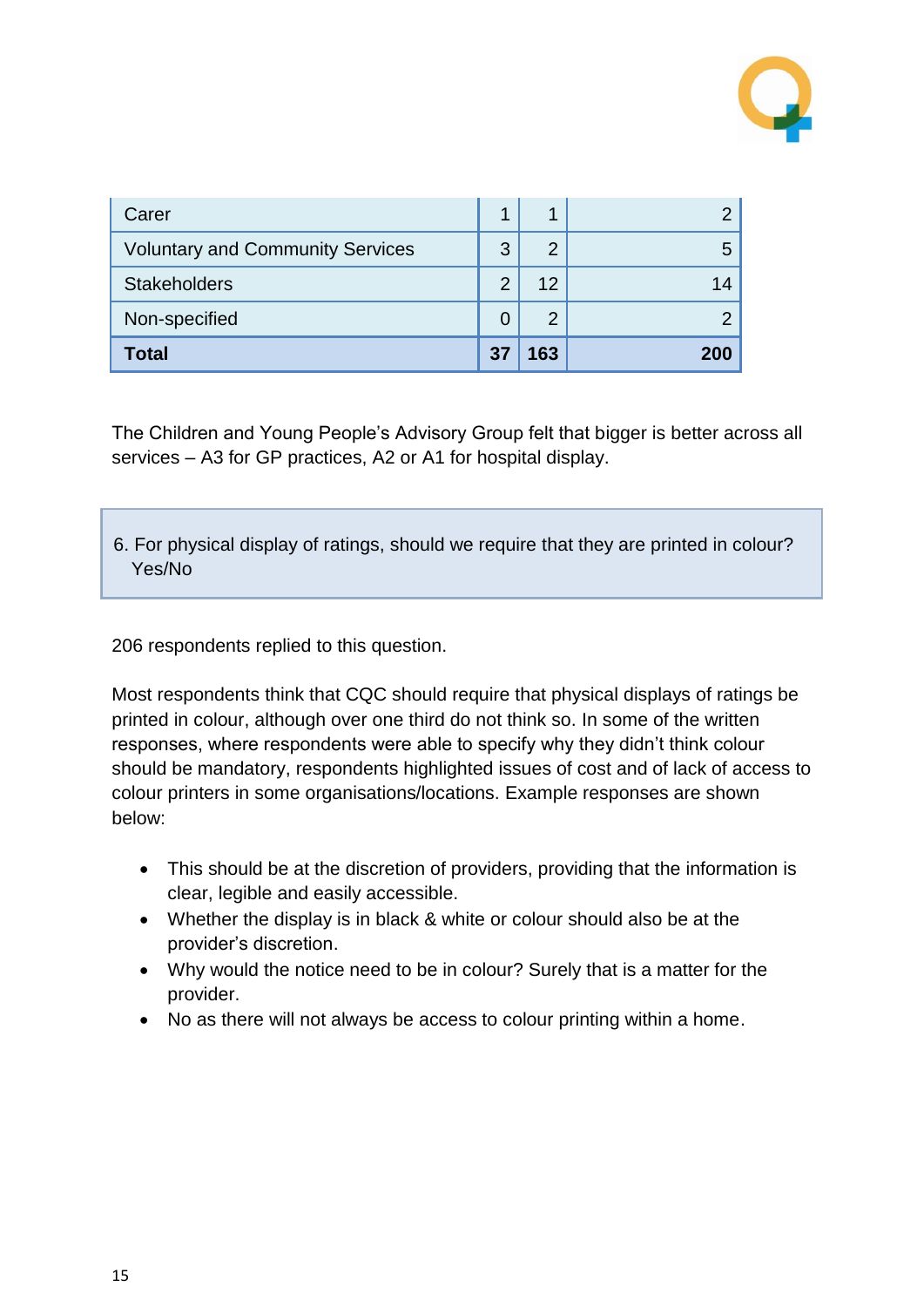| | | | |
|---|---|---|---|
| Carer | 1 | 1 | 2 |
| Voluntary and Community Services | 3 | 2 | 5 |
| Stakeholders | 2 | 12 | 14 |
| Non-specified | 0 | 2 | 2 |
| **Total** | **37** | **163** | **200** |

The Children and Young People's Advisory Group felt that bigger is better across all services – A3 for GP practices, A2 or A1 for hospital display.

6. For physical display of ratings, should we require that they are printed in colour? Yes/No

206 respondents replied to this question.

Most respondents think that CQC should require that physical displays of ratings be printed in colour, although over one third do not think so. In some of the written responses, where respondents were able to specify why they didn't think colour should be mandatory, respondents highlighted issues of cost and of lack of access to colour printers in some organisations/locations. Example responses are shown below:

- This should be at the discretion of providers, providing that the information is clear, legible and easily accessible.
- Whether the display is in black & white or colour should also be at the provider's discretion.
- Why would the notice need to be in colour? Surely that is a matter for the provider.
- No as there will not always be access to colour printing within a home.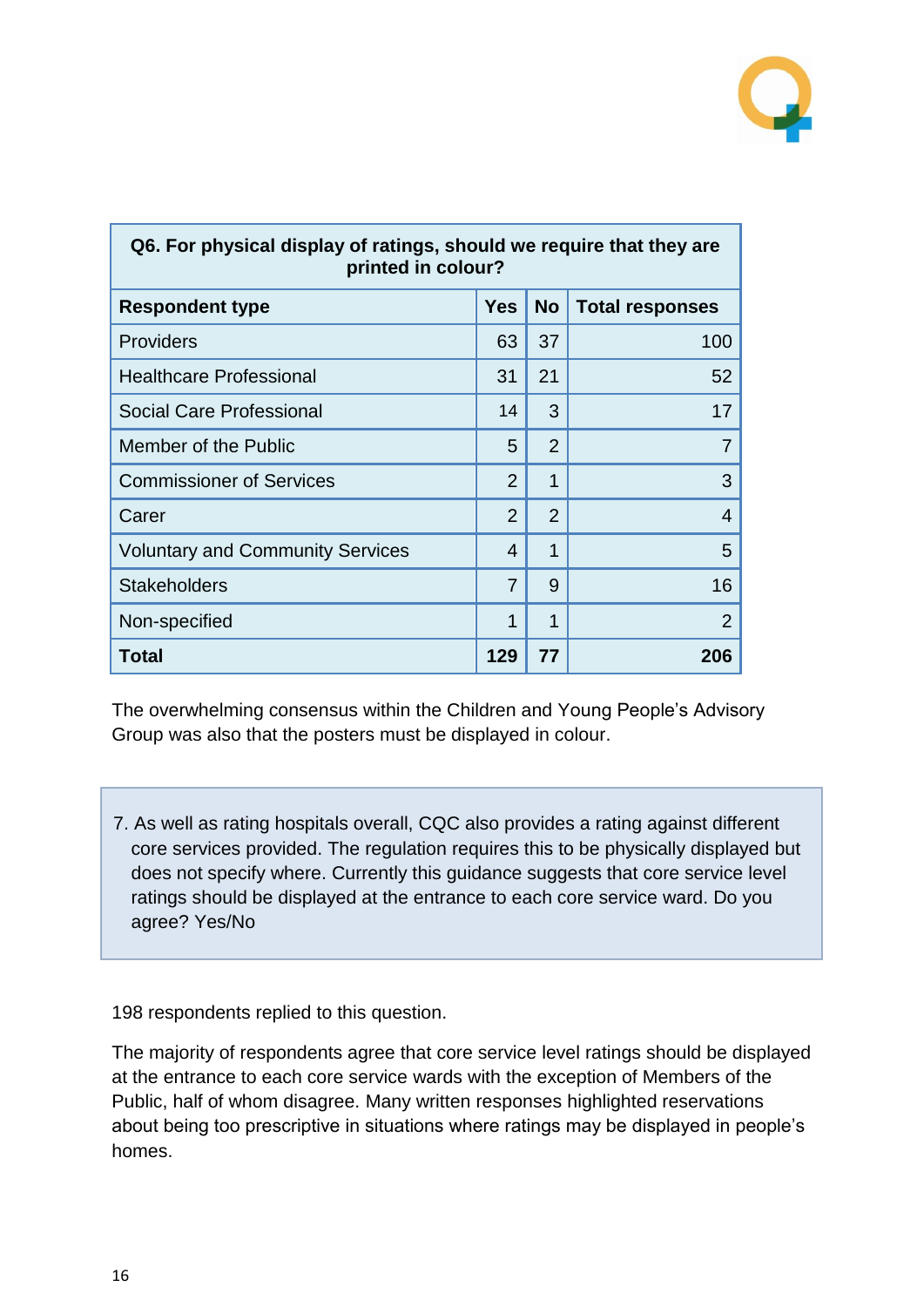| Q6. For physical display of ratings, should we require that they are printed in colour? | | | |
|---|---|---|---|
| **Respondent type** | **Yes** | **No** | **Total responses** |
| Providers | 63 | 37 | 100 |
| Healthcare Professional | 31 | 21 | 52 |
| Social Care Professional | 14 | 3 | 17 |
| Member of the Public | 5 | 2 | 7 |
| Commissioner of Services | 2 | 1 | 3 |
| Carer | 2 | 2 | 4 |
| Voluntary and Community Services | 4 | 1 | 5 |
| Stakeholders | 7 | 9 | 16 |
| Non-specified | 1 | 1 | 2 |
| **Total** | **129** | **77** | **206** |

The overwhelming consensus within the Children and Young People's Advisory Group was also that the posters must be displayed in colour.

7. As well as rating hospitals overall, CQC also provides a rating against different core services provided. The regulation requires this to be physically displayed but does not specify where. Currently this guidance suggests that core service level ratings should be displayed at the entrance to each core service ward. Do you agree? Yes/No

198 respondents replied to this question.

The majority of respondents agree that core service level ratings should be displayed at the entrance to each core service wards with the exception of Members of the Public, half of whom disagree. Many written responses highlighted reservations about being too prescriptive in situations where ratings may be displayed in people's homes.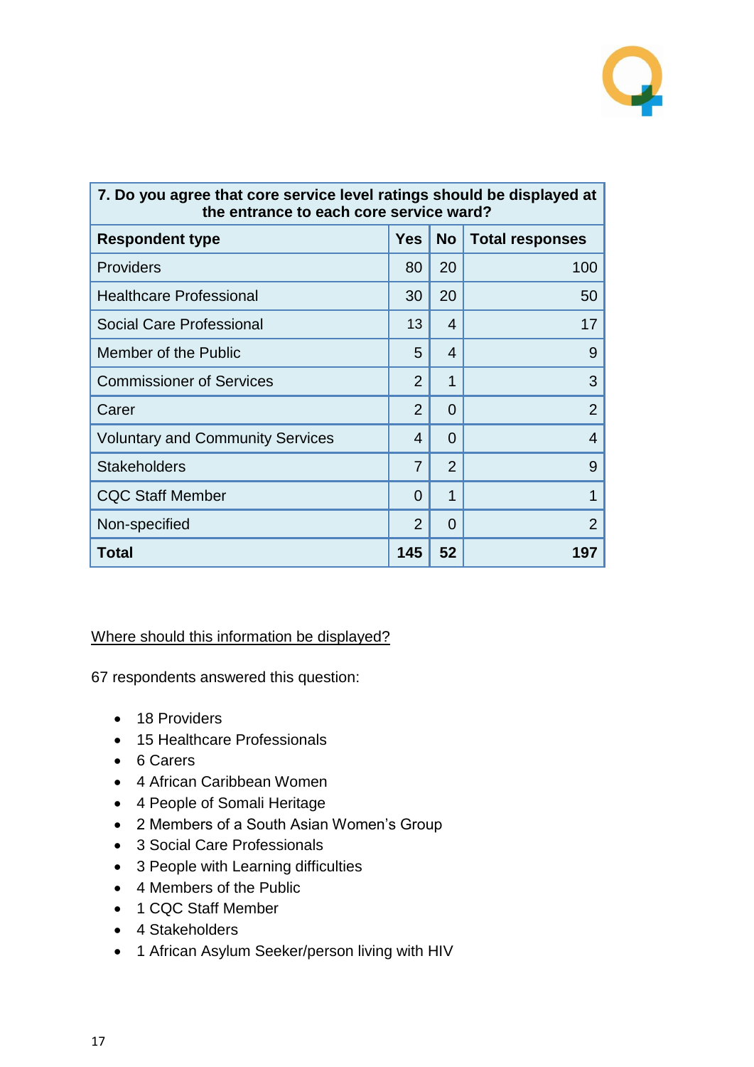| 7. Do you agree that core service level ratings should be displayed at the entrance to each core service ward? | | | |
|---|---|---|---|
| **Respondent type** | **Yes** | **No** | **Total responses** |
| Providers | 80 | 20 | 100 |
| Healthcare Professional | 30 | 20 | 50 |
| Social Care Professional | 13 | 4 | 17 |
| Member of the Public | 5 | 4 | 9 |
| Commissioner of Services | 2 | 1 | 3 |
| Carer | 2 | 0 | 2 |
| Voluntary and Community Services | 4 | 0 | 4 |
| Stakeholders | 7 | 2 | 9 |
| CQC Staff Member | 0 | 1 | 1 |
| Non-specified | 2 | 0 | 2 |
| **Total** | **145** | **52** | **197** |

<u>Where should this information be displayed?</u>

67 respondents answered this question:

- 18 Providers
- 15 Healthcare Professionals
- 6 Carers
- 4 African Caribbean Women
- 4 People of Somali Heritage
- 2 Members of a South Asian Women's Group
- 3 Social Care Professionals
- 3 People with Learning difficulties
- 4 Members of the Public
- 1 CQC Staff Member
- 4 Stakeholders
- 1 African Asylum Seeker/person living with HIV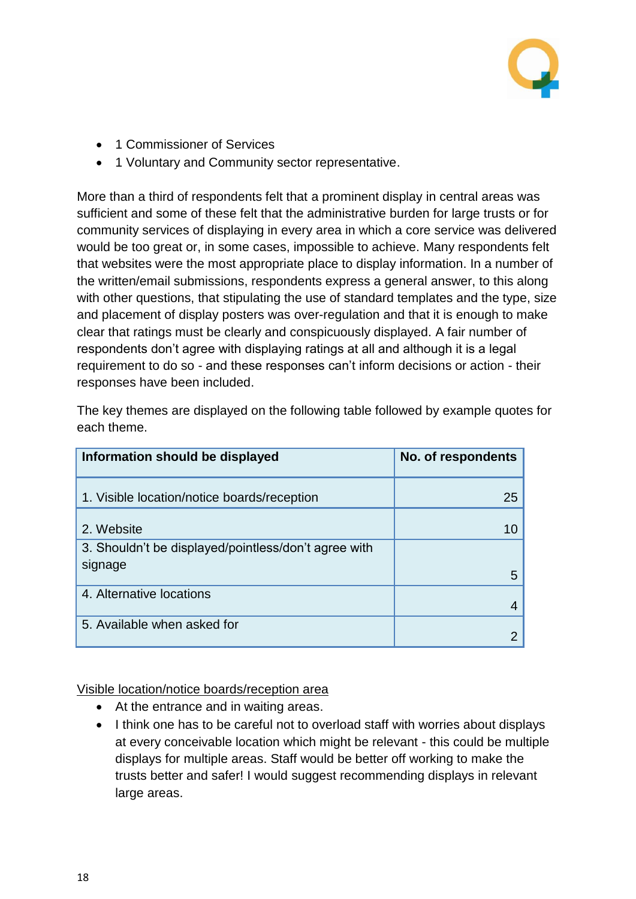- 1 Commissioner of Services
- 1 Voluntary and Community sector representative.

More than a third of respondents felt that a prominent display in central areas was sufficient and some of these felt that the administrative burden for large trusts or for community services of displaying in every area in which a core service was delivered would be too great or, in some cases, impossible to achieve. Many respondents felt that websites were the most appropriate place to display information. In a number of the written/email submissions, respondents express a general answer, to this along with other questions, that stipulating the use of standard templates and the type, size and placement of display posters was over-regulation and that it is enough to make clear that ratings must be clearly and conspicuously displayed. A fair number of respondents don't agree with displaying ratings at all and although it is a legal requirement to do so - and these responses can't inform decisions or action - their responses have been included.

The key themes are displayed on the following table followed by example quotes for each theme.

| Information should be displayed | No. of respondents |
|---|---|
| 1. Visible location/notice boards/reception | 25 |
| 2. Website | 10 |
| 3. Shouldn't be displayed/pointless/don't agree with signage | 5 |
| 4. Alternative locations | 4 |
| 5. Available when asked for | 2 |

<u>Visible location/notice boards/reception area</u>

- At the entrance and in waiting areas.
- I think one has to be careful not to overload staff with worries about displays at every conceivable location which might be relevant - this could be multiple displays for multiple areas. Staff would be better off working to make the trusts better and safer! I would suggest recommending displays in relevant large areas.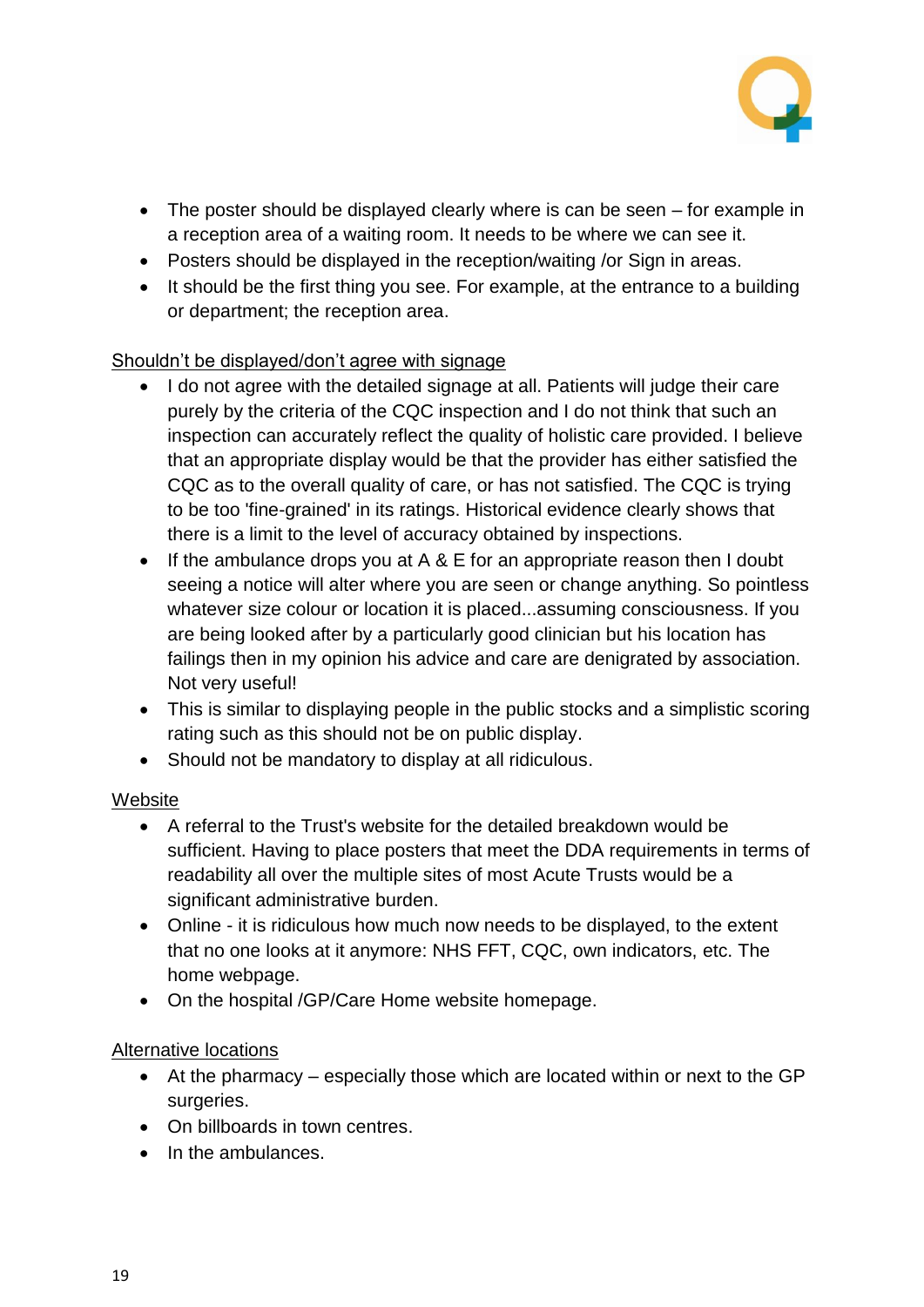- The poster should be displayed clearly where is can be seen – for example in a reception area of a waiting room. It needs to be where we can see it.
- Posters should be displayed in the reception/waiting /or Sign in areas.
- It should be the first thing you see. For example, at the entrance to a building or department; the reception area.

<u>Shouldn't be displayed/don't agree with signage</u>

- I do not agree with the detailed signage at all. Patients will judge their care purely by the criteria of the CQC inspection and I do not think that such an inspection can accurately reflect the quality of holistic care provided. I believe that an appropriate display would be that the provider has either satisfied the CQC as to the overall quality of care, or has not satisfied. The CQC is trying to be too 'fine-grained' in its ratings. Historical evidence clearly shows that there is a limit to the level of accuracy obtained by inspections.
- If the ambulance drops you at A & E for an appropriate reason then I doubt seeing a notice will alter where you are seen or change anything. So pointless whatever size colour or location it is placed...assuming consciousness. If you are being looked after by a particularly good clinician but his location has failings then in my opinion his advice and care are denigrated by association. Not very useful!
- This is similar to displaying people in the public stocks and a simplistic scoring rating such as this should not be on public display.
- Should not be mandatory to display at all ridiculous.

<u>Website</u>

- A referral to the Trust's website for the detailed breakdown would be sufficient. Having to place posters that meet the DDA requirements in terms of readability all over the multiple sites of most Acute Trusts would be a significant administrative burden.
- Online - it is ridiculous how much now needs to be displayed, to the extent that no one looks at it anymore: NHS FFT, CQC, own indicators, etc. The home webpage.
- On the hospital /GP/Care Home website homepage.

<u>Alternative locations</u>

- At the pharmacy – especially those which are located within or next to the GP surgeries.
- On billboards in town centres.
- In the ambulances.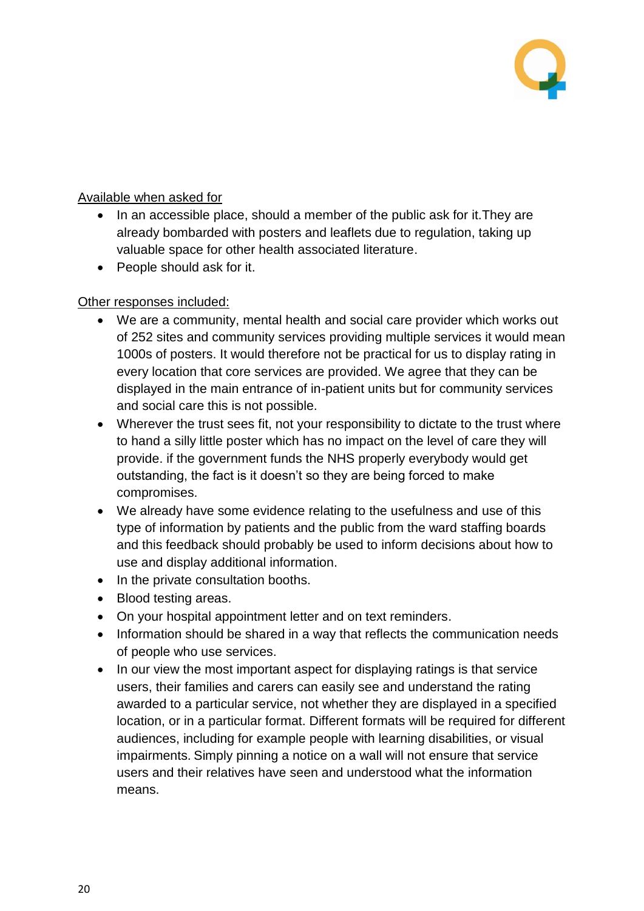Available when asked for

- In an accessible place, should a member of the public ask for it.They are already bombarded with posters and leaflets due to regulation, taking up valuable space for other health associated literature.
- People should ask for it.

Other responses included:

- We are a community, mental health and social care provider which works out of 252 sites and community services providing multiple services it would mean 1000s of posters. It would therefore not be practical for us to display rating in every location that core services are provided. We agree that they can be displayed in the main entrance of in-patient units but for community services and social care this is not possible.
- Wherever the trust sees fit, not your responsibility to dictate to the trust where to hand a silly little poster which has no impact on the level of care they will provide. if the government funds the NHS properly everybody would get outstanding, the fact is it doesn't so they are being forced to make compromises.
- We already have some evidence relating to the usefulness and use of this type of information by patients and the public from the ward staffing boards and this feedback should probably be used to inform decisions about how to use and display additional information.
- In the private consultation booths.
- Blood testing areas.
- On your hospital appointment letter and on text reminders.
- Information should be shared in a way that reflects the communication needs of people who use services.
- In our view the most important aspect for displaying ratings is that service users, their families and carers can easily see and understand the rating awarded to a particular service, not whether they are displayed in a specified location, or in a particular format. Different formats will be required for different audiences, including for example people with learning disabilities, or visual impairments. Simply pinning a notice on a wall will not ensure that service users and their relatives have seen and understood what the information means.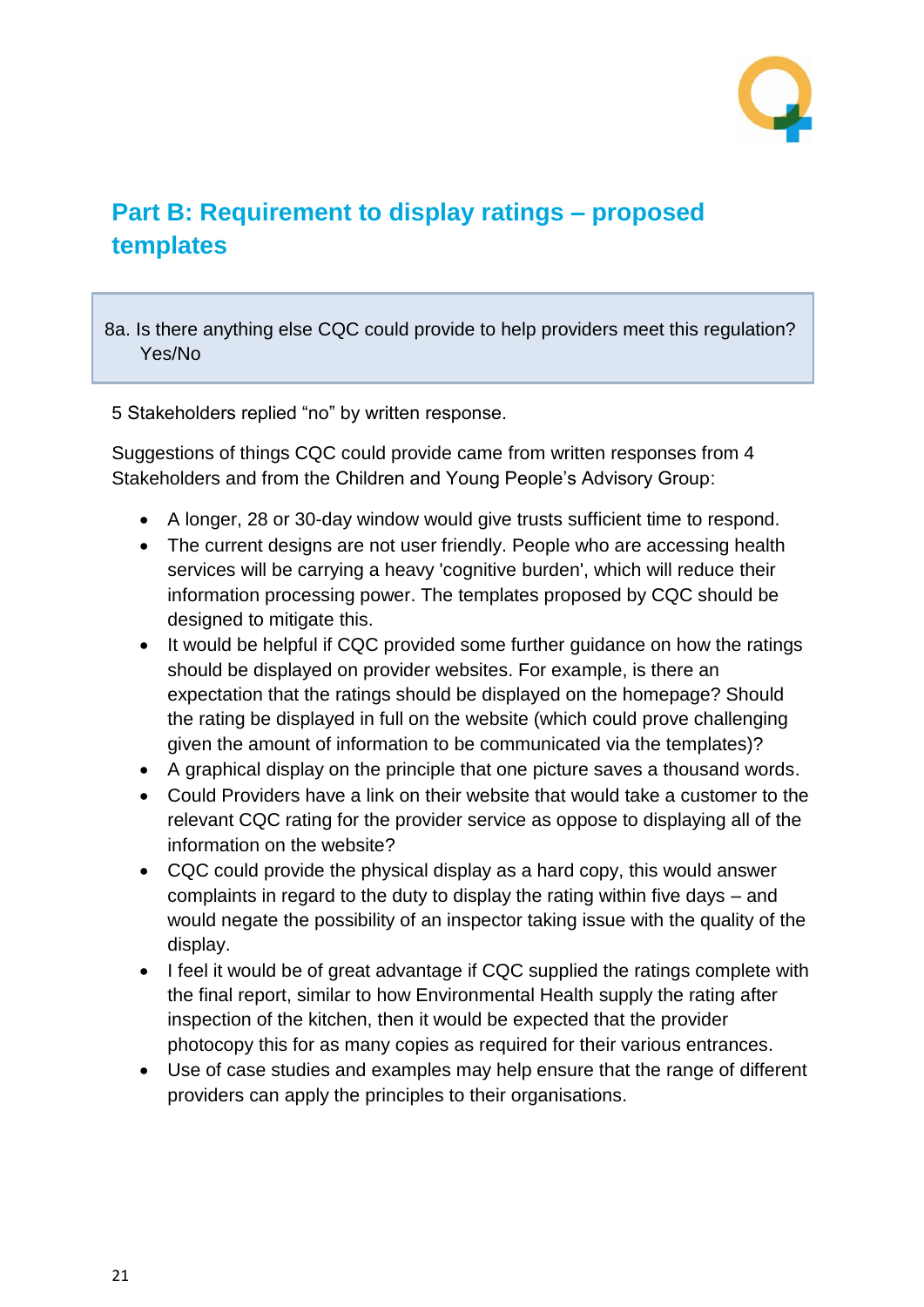## Part B: Requirement to display ratings – proposed templates

> 8a. Is there anything else CQC could provide to help providers meet this regulation? Yes/No

5 Stakeholders replied "no" by written response.

Suggestions of things CQC could provide came from written responses from 4 Stakeholders and from the Children and Young People's Advisory Group:

- A longer, 28 or 30-day window would give trusts sufficient time to respond.
- The current designs are not user friendly. People who are accessing health services will be carrying a heavy 'cognitive burden', which will reduce their information processing power. The templates proposed by CQC should be designed to mitigate this.
- It would be helpful if CQC provided some further guidance on how the ratings should be displayed on provider websites. For example, is there an expectation that the ratings should be displayed on the homepage? Should the rating be displayed in full on the website (which could prove challenging given the amount of information to be communicated via the templates)?
- A graphical display on the principle that one picture saves a thousand words.
- Could Providers have a link on their website that would take a customer to the relevant CQC rating for the provider service as oppose to displaying all of the information on the website?
- CQC could provide the physical display as a hard copy, this would answer complaints in regard to the duty to display the rating within five days – and would negate the possibility of an inspector taking issue with the quality of the display.
- I feel it would be of great advantage if CQC supplied the ratings complete with the final report, similar to how Environmental Health supply the rating after inspection of the kitchen, then it would be expected that the provider photocopy this for as many copies as required for their various entrances.
- Use of case studies and examples may help ensure that the range of different providers can apply the principles to their organisations.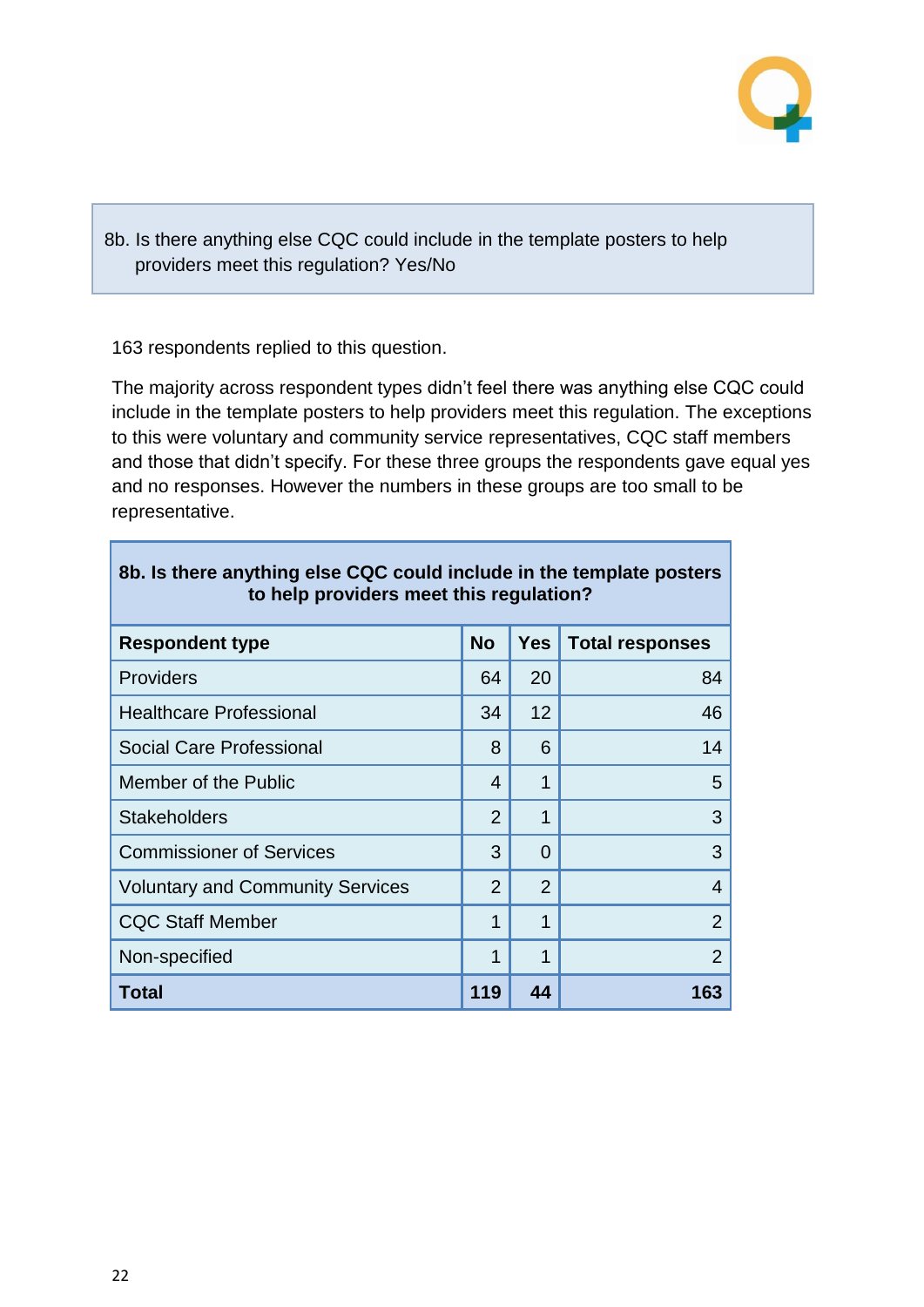8b. Is there anything else CQC could include in the template posters to help providers meet this regulation? Yes/No

163 respondents replied to this question.

The majority across respondent types didn't feel there was anything else CQC could include in the template posters to help providers meet this regulation. The exceptions to this were voluntary and community service representatives, CQC staff members and those that didn't specify. For these three groups the respondents gave equal yes and no responses. However the numbers in these groups are too small to be representative.

**8b. Is there anything else CQC could include in the template posters to help providers meet this regulation?**

| Respondent type | No | Yes | Total responses |
|---|---|---|---|
| Providers | 64 | 20 | 84 |
| Healthcare Professional | 34 | 12 | 46 |
| Social Care Professional | 8 | 6 | 14 |
| Member of the Public | 4 | 1 | 5 |
| Stakeholders | 2 | 1 | 3 |
| Commissioner of Services | 3 | 0 | 3 |
| Voluntary and Community Services | 2 | 2 | 4 |
| CQC Staff Member | 1 | 1 | 2 |
| Non-specified | 1 | 1 | 2 |
| **Total** | **119** | **44** | **163** |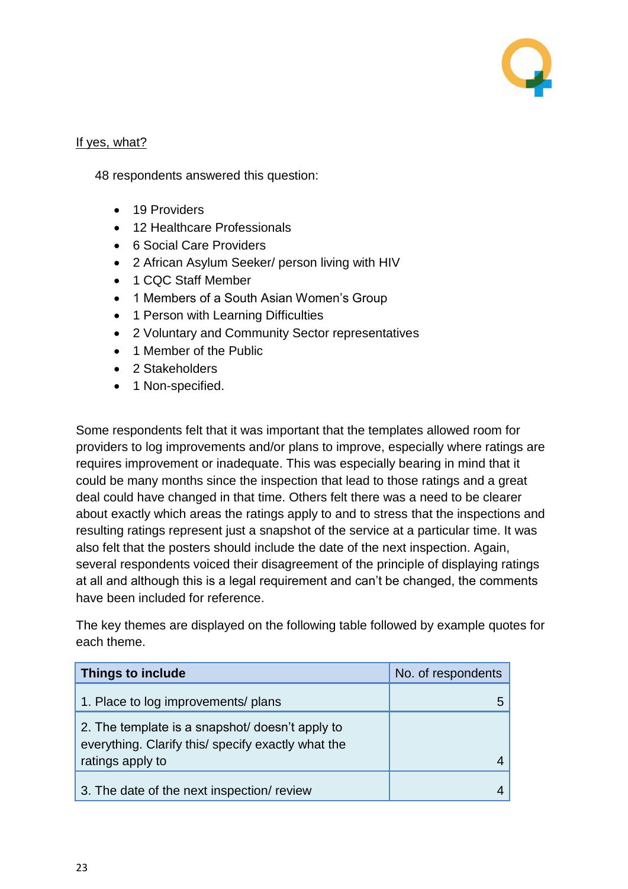<u>If yes, what?</u>

48 respondents answered this question:

- 19 Providers
- 12 Healthcare Professionals
- 6 Social Care Providers
- 2 African Asylum Seeker/ person living with HIV
- 1 CQC Staff Member
- 1 Members of a South Asian Women's Group
- 1 Person with Learning Difficulties
- 2 Voluntary and Community Sector representatives
- 1 Member of the Public
- 2 Stakeholders
- 1 Non-specified.

Some respondents felt that it was important that the templates allowed room for providers to log improvements and/or plans to improve, especially where ratings are requires improvement or inadequate. This was especially bearing in mind that it could be many months since the inspection that lead to those ratings and a great deal could have changed in that time. Others felt there was a need to be clearer about exactly which areas the ratings apply to and to stress that the inspections and resulting ratings represent just a snapshot of the service at a particular time. It was also felt that the posters should include the date of the next inspection. Again, several respondents voiced their disagreement of the principle of displaying ratings at all and although this is a legal requirement and can't be changed, the comments have been included for reference.

The key themes are displayed on the following table followed by example quotes for each theme.

| **Things to include** | No. of respondents |
|---|---|
| 1. Place to log improvements/ plans | 5 |
| 2. The template is a snapshot/ doesn't apply to everything. Clarify this/ specify exactly what the ratings apply to | 4 |
| 3. The date of the next inspection/ review | 4 |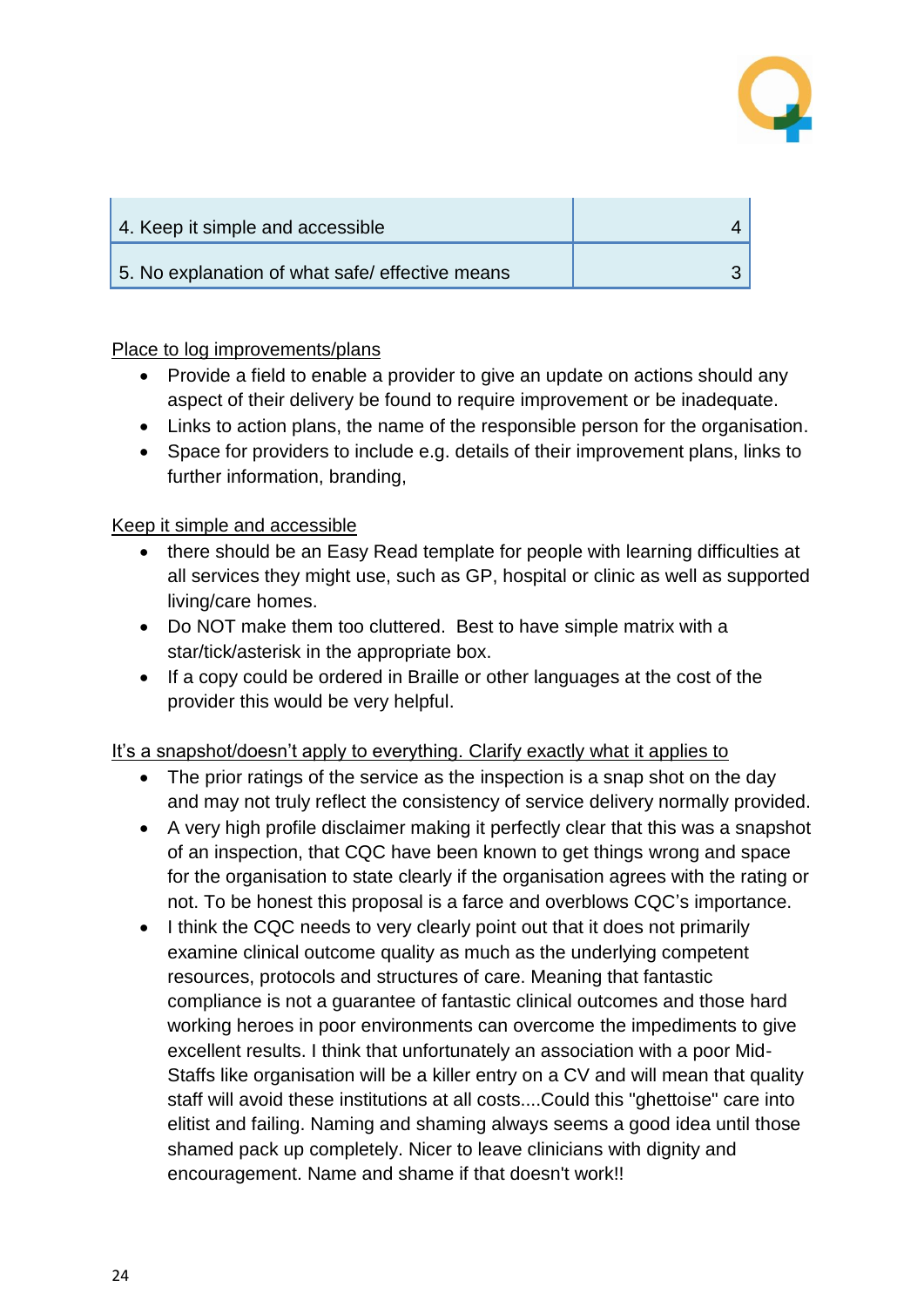| | |
|---|---|
| 4. Keep it simple and accessible | 4 |
| 5. No explanation of what safe/ effective means | 3 |

Place to log improvements/plans

- Provide a field to enable a provider to give an update on actions should any aspect of their delivery be found to require improvement or be inadequate.
- Links to action plans, the name of the responsible person for the organisation.
- Space for providers to include e.g. details of their improvement plans, links to further information, branding,

Keep it simple and accessible

- there should be an Easy Read template for people with learning difficulties at all services they might use, such as GP, hospital or clinic as well as supported living/care homes.
- Do NOT make them too cluttered. Best to have simple matrix with a star/tick/asterisk in the appropriate box.
- If a copy could be ordered in Braille or other languages at the cost of the provider this would be very helpful.

It's a snapshot/doesn't apply to everything. Clarify exactly what it applies to

- The prior ratings of the service as the inspection is a snap shot on the day and may not truly reflect the consistency of service delivery normally provided.
- A very high profile disclaimer making it perfectly clear that this was a snapshot of an inspection, that CQC have been known to get things wrong and space for the organisation to state clearly if the organisation agrees with the rating or not. To be honest this proposal is a farce and overblows CQC's importance.
- I think the CQC needs to very clearly point out that it does not primarily examine clinical outcome quality as much as the underlying competent resources, protocols and structures of care. Meaning that fantastic compliance is not a guarantee of fantastic clinical outcomes and those hard working heroes in poor environments can overcome the impediments to give excellent results. I think that unfortunately an association with a poor Mid-Staffs like organisation will be a killer entry on a CV and will mean that quality staff will avoid these institutions at all costs....Could this "ghettoise" care into elitist and failing. Naming and shaming always seems a good idea until those shamed pack up completely. Nicer to leave clinicians with dignity and encouragement. Name and shame if that doesn't work!!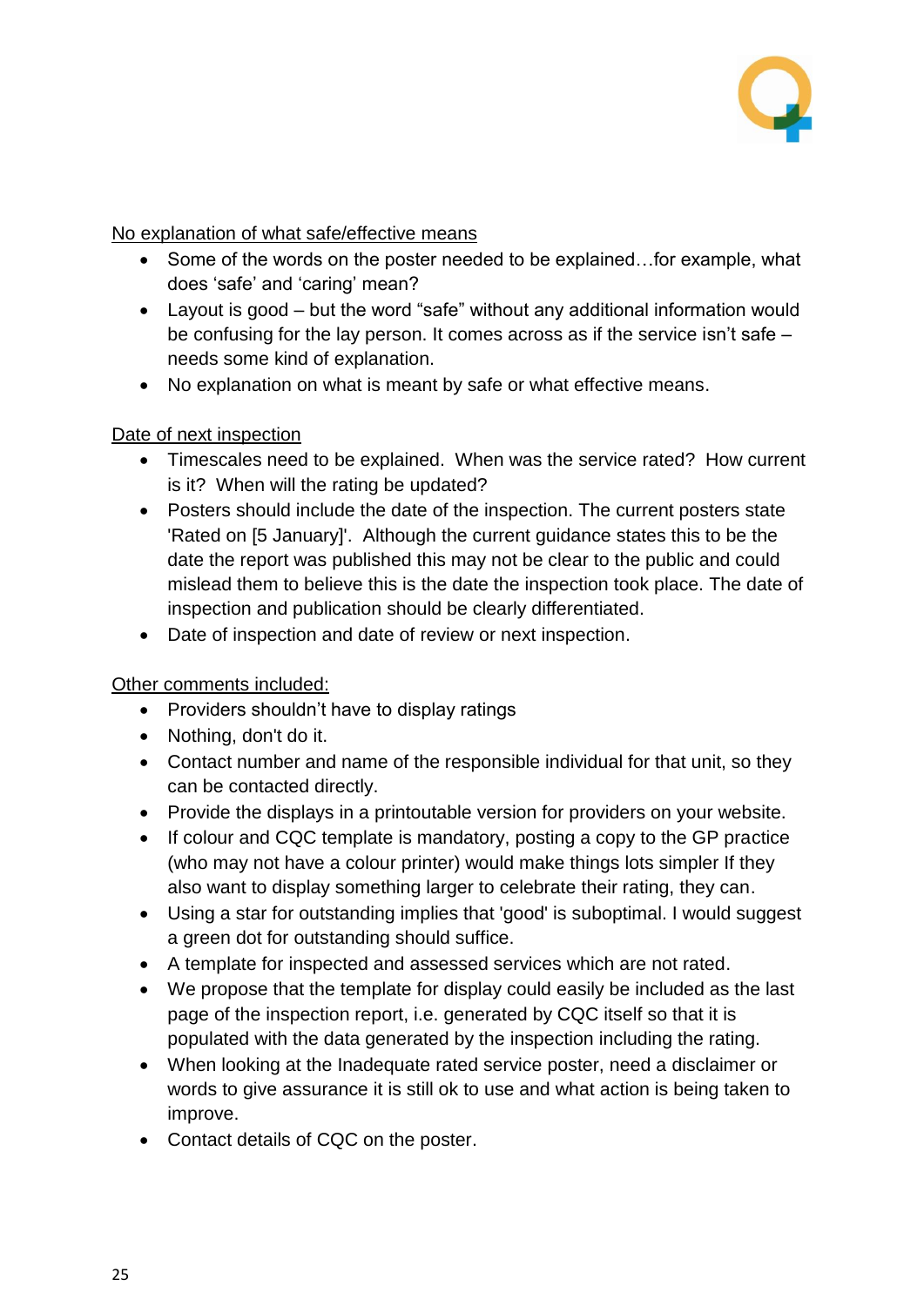<u>No explanation of what safe/effective means</u>

- Some of the words on the poster needed to be explained…for example, what does 'safe' and 'caring' mean?
- Layout is good – but the word "safe" without any additional information would be confusing for the lay person. It comes across as if the service isn't safe – needs some kind of explanation.
- No explanation on what is meant by safe or what effective means.

<u>Date of next inspection</u>

- Timescales need to be explained. When was the service rated? How current is it? When will the rating be updated?
- Posters should include the date of the inspection. The current posters state 'Rated on [5 January]'. Although the current guidance states this to be the date the report was published this may not be clear to the public and could mislead them to believe this is the date the inspection took place. The date of inspection and publication should be clearly differentiated.
- Date of inspection and date of review or next inspection.

<u>Other comments included:</u>

- Providers shouldn't have to display ratings
- Nothing, don't do it.
- Contact number and name of the responsible individual for that unit, so they can be contacted directly.
- Provide the displays in a printoutable version for providers on your website.
- If colour and CQC template is mandatory, posting a copy to the GP practice (who may not have a colour printer) would make things lots simpler If they also want to display something larger to celebrate their rating, they can.
- Using a star for outstanding implies that 'good' is suboptimal. I would suggest a green dot for outstanding should suffice.
- A template for inspected and assessed services which are not rated.
- We propose that the template for display could easily be included as the last page of the inspection report, i.e. generated by CQC itself so that it is populated with the data generated by the inspection including the rating.
- When looking at the Inadequate rated service poster, need a disclaimer or words to give assurance it is still ok to use and what action is being taken to improve.
- Contact details of CQC on the poster.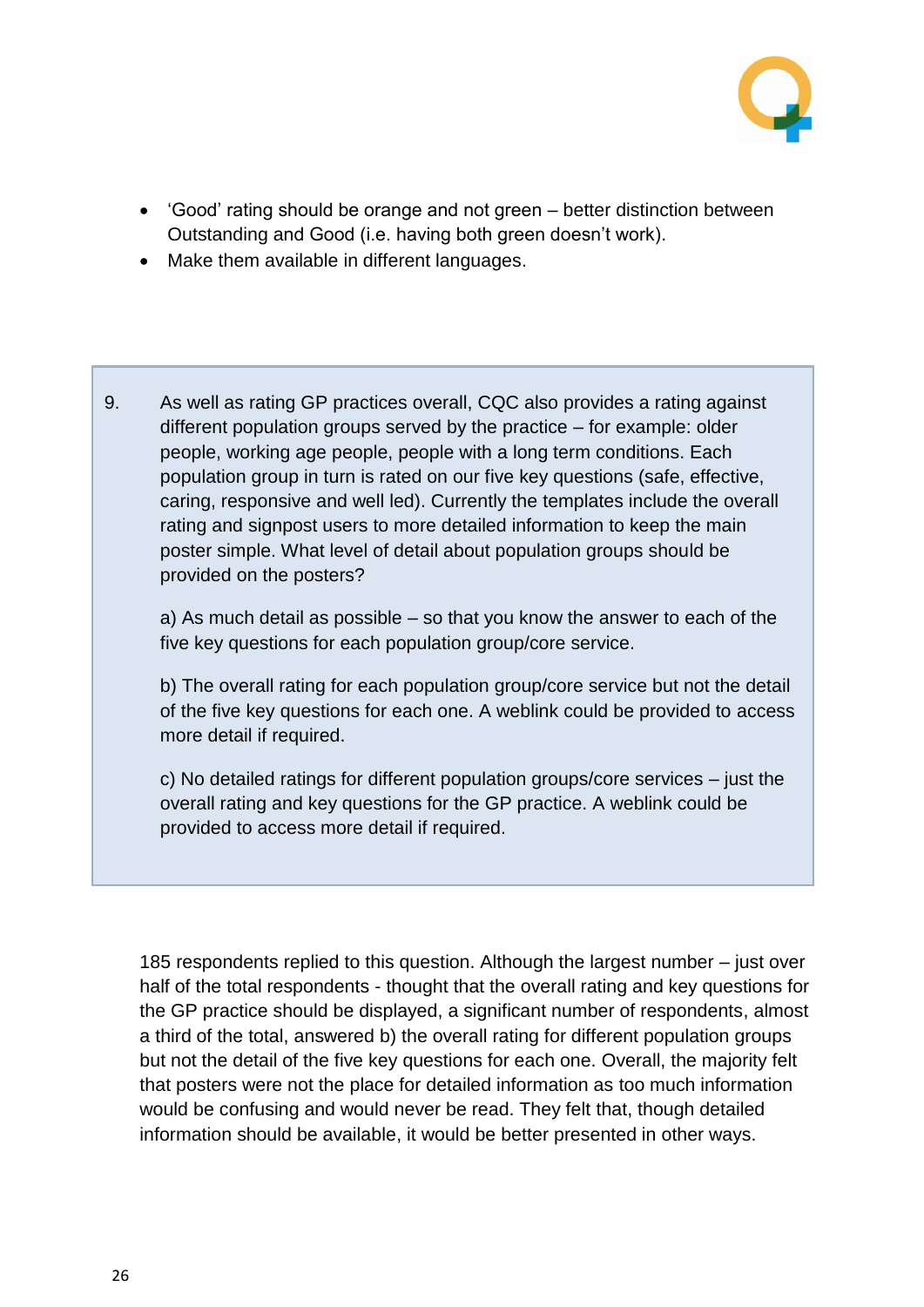- 'Good' rating should be orange and not green – better distinction between Outstanding and Good (i.e. having both green doesn't work).
- Make them available in different languages.

9. As well as rating GP practices overall, CQC also provides a rating against different population groups served by the practice – for example: older people, working age people, people with a long term conditions. Each population group in turn is rated on our five key questions (safe, effective, caring, responsive and well led). Currently the templates include the overall rating and signpost users to more detailed information to keep the main poster simple. What level of detail about population groups should be provided on the posters?

   a) As much detail as possible – so that you know the answer to each of the five key questions for each population group/core service.

   b) The overall rating for each population group/core service but not the detail of the five key questions for each one. A weblink could be provided to access more detail if required.

   c) No detailed ratings for different population groups/core services – just the overall rating and key questions for the GP practice. A weblink could be provided to access more detail if required.

185 respondents replied to this question. Although the largest number – just over half of the total respondents - thought that the overall rating and key questions for the GP practice should be displayed, a significant number of respondents, almost a third of the total, answered b) the overall rating for different population groups but not the detail of the five key questions for each one. Overall, the majority felt that posters were not the place for detailed information as too much information would be confusing and would never be read. They felt that, though detailed information should be available, it would be better presented in other ways.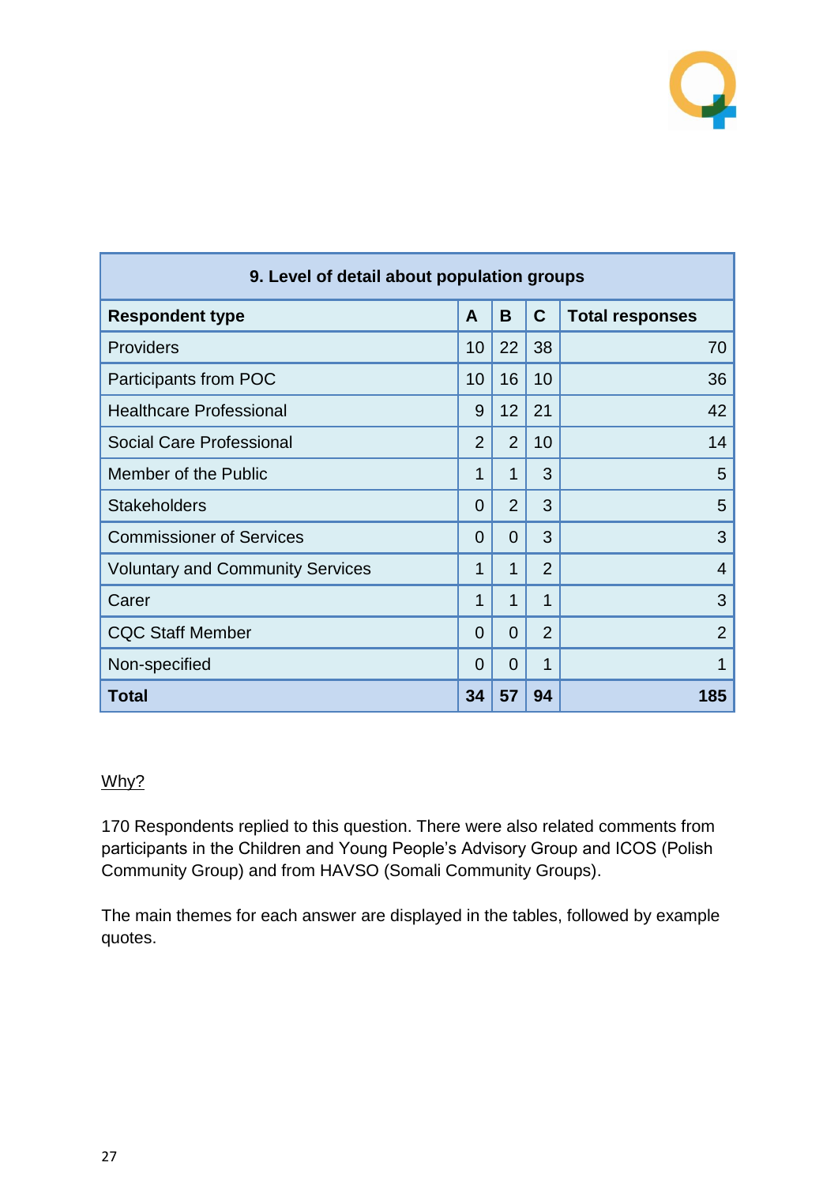| 9. Level of detail about population groups | | | | |
|---|---|---|---|---|
| **Respondent type** | **A** | **B** | **C** | **Total responses** |
| Providers | 10 | 22 | 38 | 70 |
| Participants from POC | 10 | 16 | 10 | 36 |
| Healthcare Professional | 9 | 12 | 21 | 42 |
| Social Care Professional | 2 | 2 | 10 | 14 |
| Member of the Public | 1 | 1 | 3 | 5 |
| Stakeholders | 0 | 2 | 3 | 5 |
| Commissioner of Services | 0 | 0 | 3 | 3 |
| Voluntary and Community Services | 1 | 1 | 2 | 4 |
| Carer | 1 | 1 | 1 | 3 |
| CQC Staff Member | 0 | 0 | 2 | 2 |
| Non-specified | 0 | 0 | 1 | 1 |
| **Total** | **34** | **57** | **94** | **185** |

Why?

170 Respondents replied to this question. There were also related comments from participants in the Children and Young People's Advisory Group and ICOS (Polish Community Group) and from HAVSO (Somali Community Groups).

The main themes for each answer are displayed in the tables, followed by example quotes.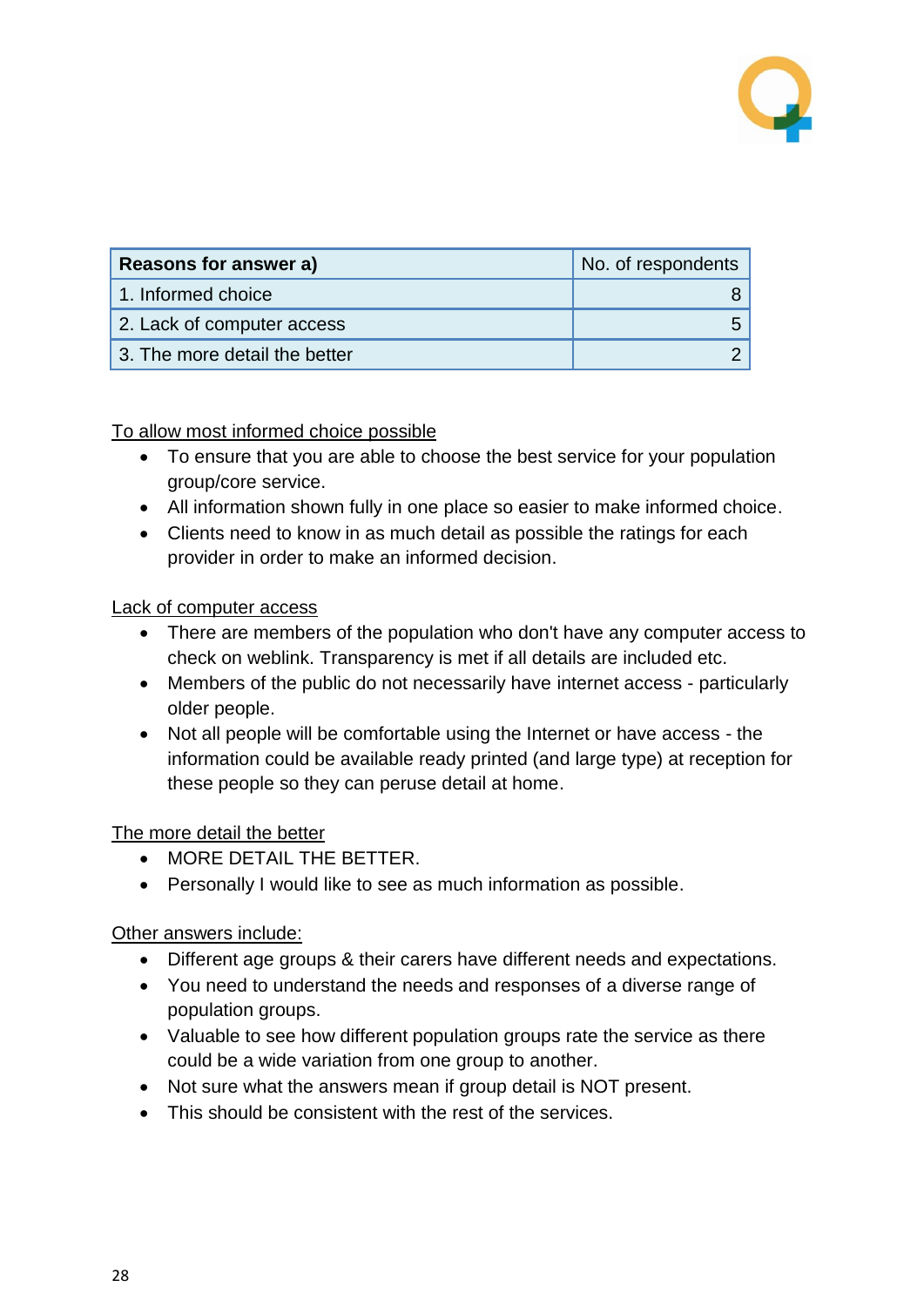| **Reasons for answer a)** | No. of respondents |
|---|---|
| 1. Informed choice | 8 |
| 2. Lack of computer access | 5 |
| 3. The more detail the better | 2 |

<u>To allow most informed choice possible</u>

- To ensure that you are able to choose the best service for your population group/core service.
- All information shown fully in one place so easier to make informed choice.
- Clients need to know in as much detail as possible the ratings for each provider in order to make an informed decision.

<u>Lack of computer access</u>

- There are members of the population who don't have any computer access to check on weblink. Transparency is met if all details are included etc.
- Members of the public do not necessarily have internet access - particularly older people.
- Not all people will be comfortable using the Internet or have access - the information could be available ready printed (and large type) at reception for these people so they can peruse detail at home.

<u>The more detail the better</u>

- MORE DETAIL THE BETTER.
- Personally I would like to see as much information as possible.

<u>Other answers include:</u>

- Different age groups & their carers have different needs and expectations.
- You need to understand the needs and responses of a diverse range of population groups.
- Valuable to see how different population groups rate the service as there could be a wide variation from one group to another.
- Not sure what the answers mean if group detail is NOT present.
- This should be consistent with the rest of the services.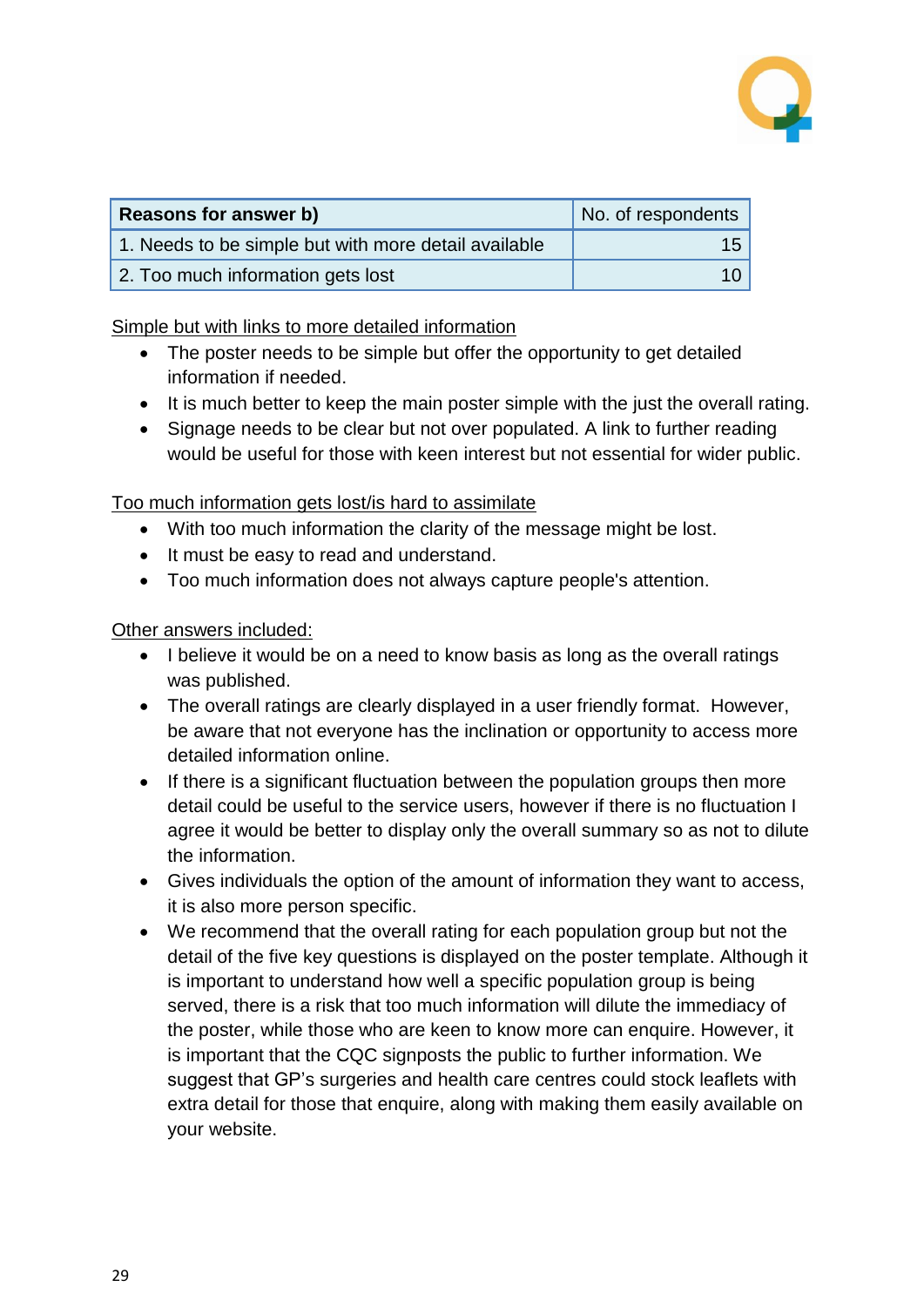| **Reasons for answer b)** | No. of respondents |
|---|---|
| 1. Needs to be simple but with more detail available | 15 |
| 2. Too much information gets lost | 10 |

Simple but with links to more detailed information

- The poster needs to be simple but offer the opportunity to get detailed information if needed.
- It is much better to keep the main poster simple with the just the overall rating.
- Signage needs to be clear but not over populated. A link to further reading would be useful for those with keen interest but not essential for wider public.

Too much information gets lost/is hard to assimilate

- With too much information the clarity of the message might be lost.
- It must be easy to read and understand.
- Too much information does not always capture people's attention.

Other answers included:

- I believe it would be on a need to know basis as long as the overall ratings was published.
- The overall ratings are clearly displayed in a user friendly format. However, be aware that not everyone has the inclination or opportunity to access more detailed information online.
- If there is a significant fluctuation between the population groups then more detail could be useful to the service users, however if there is no fluctuation I agree it would be better to display only the overall summary so as not to dilute the information.
- Gives individuals the option of the amount of information they want to access, it is also more person specific.
- We recommend that the overall rating for each population group but not the detail of the five key questions is displayed on the poster template. Although it is important to understand how well a specific population group is being served, there is a risk that too much information will dilute the immediacy of the poster, while those who are keen to know more can enquire. However, it is important that the CQC signposts the public to further information. We suggest that GP's surgeries and health care centres could stock leaflets with extra detail for those that enquire, along with making them easily available on your website.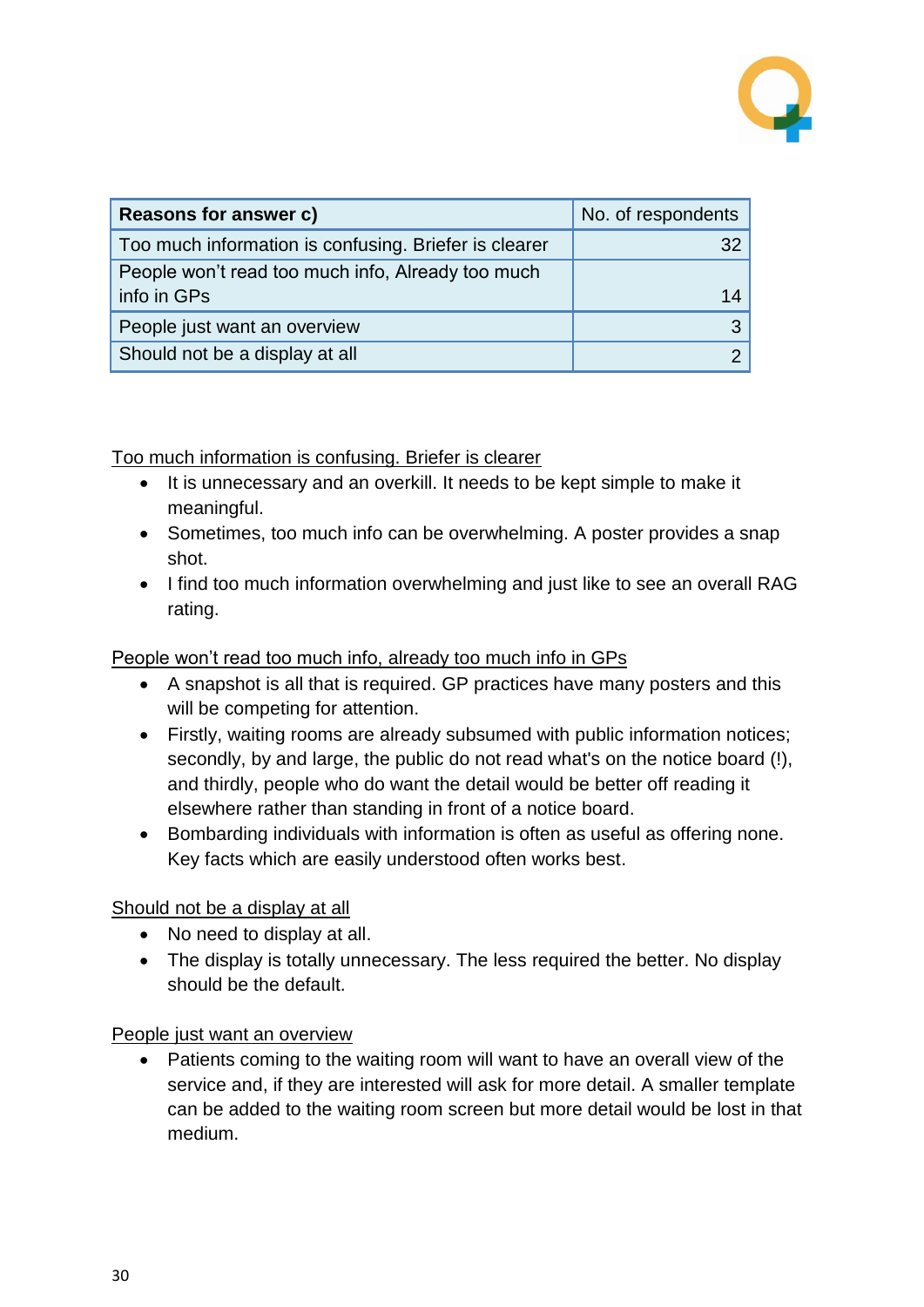| **Reasons for answer c)** | No. of respondents |
|---|---|
| Too much information is confusing. Briefer is clearer | 32 |
| People won't read too much info, Already too much info in GPs | 14 |
| People just want an overview | 3 |
| Should not be a display at all | 2 |

Too much information is confusing. Briefer is clearer

- It is unnecessary and an overkill. It needs to be kept simple to make it meaningful.
- Sometimes, too much info can be overwhelming. A poster provides a snap shot.
- I find too much information overwhelming and just like to see an overall RAG rating.

People won't read too much info, already too much info in GPs

- A snapshot is all that is required. GP practices have many posters and this will be competing for attention.
- Firstly, waiting rooms are already subsumed with public information notices; secondly, by and large, the public do not read what's on the notice board (!), and thirdly, people who do want the detail would be better off reading it elsewhere rather than standing in front of a notice board.
- Bombarding individuals with information is often as useful as offering none. Key facts which are easily understood often works best.

Should not be a display at all

- No need to display at all.
- The display is totally unnecessary. The less required the better. No display should be the default.

People just want an overview

- Patients coming to the waiting room will want to have an overall view of the service and, if they are interested will ask for more detail. A smaller template can be added to the waiting room screen but more detail would be lost in that medium.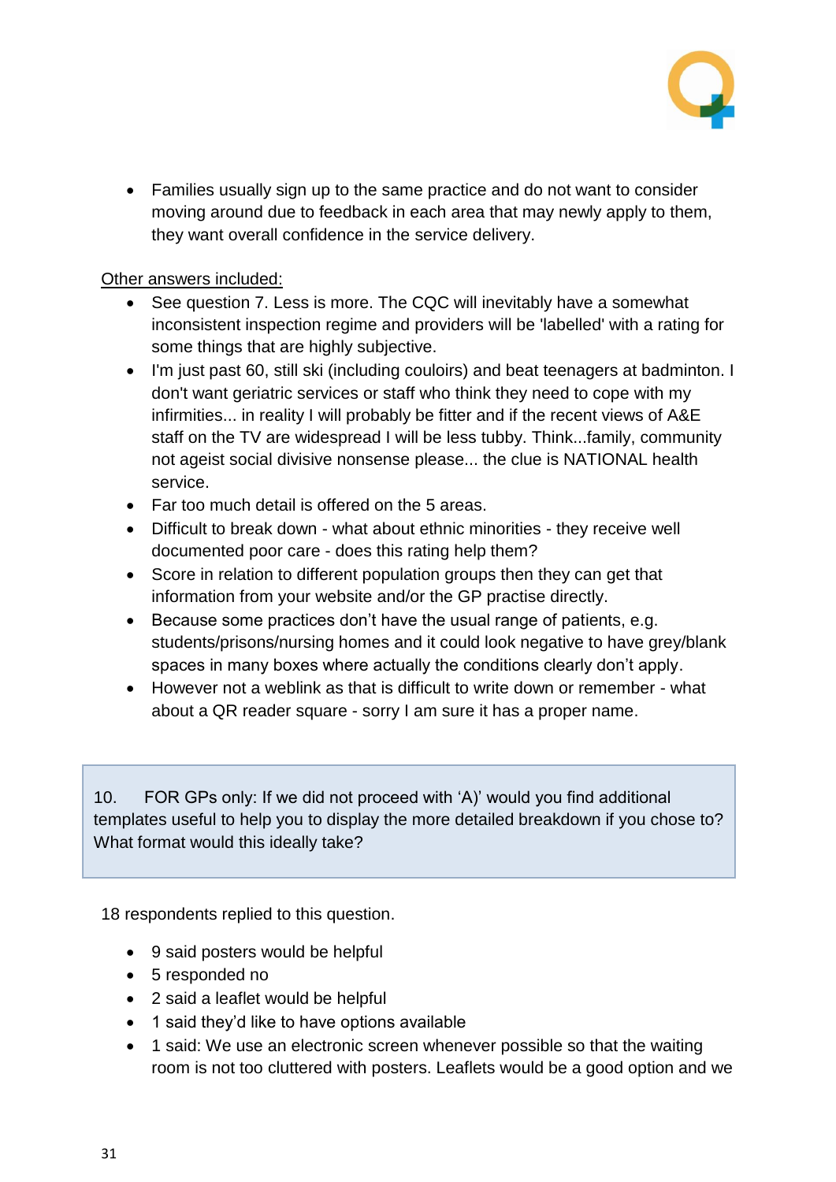- Families usually sign up to the same practice and do not want to consider moving around due to feedback in each area that may newly apply to them, they want overall confidence in the service delivery.

Other answers included:

- See question 7. Less is more. The CQC will inevitably have a somewhat inconsistent inspection regime and providers will be 'labelled' with a rating for some things that are highly subjective.
- I'm just past 60, still ski (including couloirs) and beat teenagers at badminton. I don't want geriatric services or staff who think they need to cope with my infirmities... in reality I will probably be fitter and if the recent views of A&E staff on the TV are widespread I will be less tubby. Think...family, community not ageist social divisive nonsense please... the clue is NATIONAL health service.
- Far too much detail is offered on the 5 areas.
- Difficult to break down - what about ethnic minorities - they receive well documented poor care - does this rating help them?
- Score in relation to different population groups then they can get that information from your website and/or the GP practise directly.
- Because some practices don't have the usual range of patients, e.g. students/prisons/nursing homes and it could look negative to have grey/blank spaces in many boxes where actually the conditions clearly don't apply.
- However not a weblink as that is difficult to write down or remember - what about a QR reader square - sorry I am sure it has a proper name.

> 10. FOR GPs only: If we did not proceed with 'A)' would you find additional templates useful to help you to display the more detailed breakdown if you chose to? What format would this ideally take?

18 respondents replied to this question.

- 9 said posters would be helpful
- 5 responded no
- 2 said a leaflet would be helpful
- 1 said they'd like to have options available
- 1 said: We use an electronic screen whenever possible so that the waiting room is not too cluttered with posters. Leaflets would be a good option and we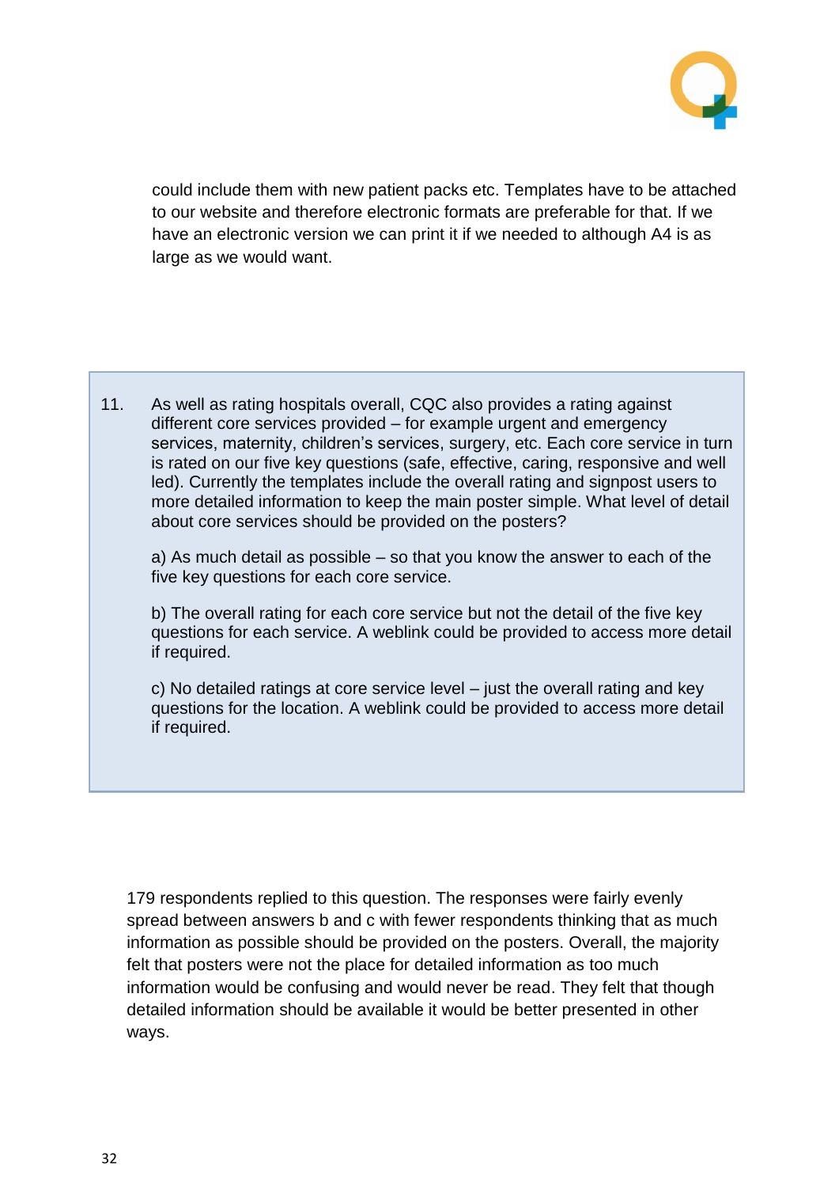could include them with new patient packs etc. Templates have to be attached to our website and therefore electronic formats are preferable for that. If we have an electronic version we can print it if we needed to although A4 is as large as we would want.

11. As well as rating hospitals overall, CQC also provides a rating against different core services provided – for example urgent and emergency services, maternity, children's services, surgery, etc. Each core service in turn is rated on our five key questions (safe, effective, caring, responsive and well led). Currently the templates include the overall rating and signpost users to more detailed information to keep the main poster simple. What level of detail about core services should be provided on the posters?

    a) As much detail as possible – so that you know the answer to each of the five key questions for each core service.

    b) The overall rating for each core service but not the detail of the five key questions for each service. A weblink could be provided to access more detail if required.

    c) No detailed ratings at core service level – just the overall rating and key questions for the location. A weblink could be provided to access more detail if required.

179 respondents replied to this question. The responses were fairly evenly spread between answers b and c with fewer respondents thinking that as much information as possible should be provided on the posters. Overall, the majority felt that posters were not the place for detailed information as too much information would be confusing and would never be read. They felt that though detailed information should be available it would be better presented in other ways.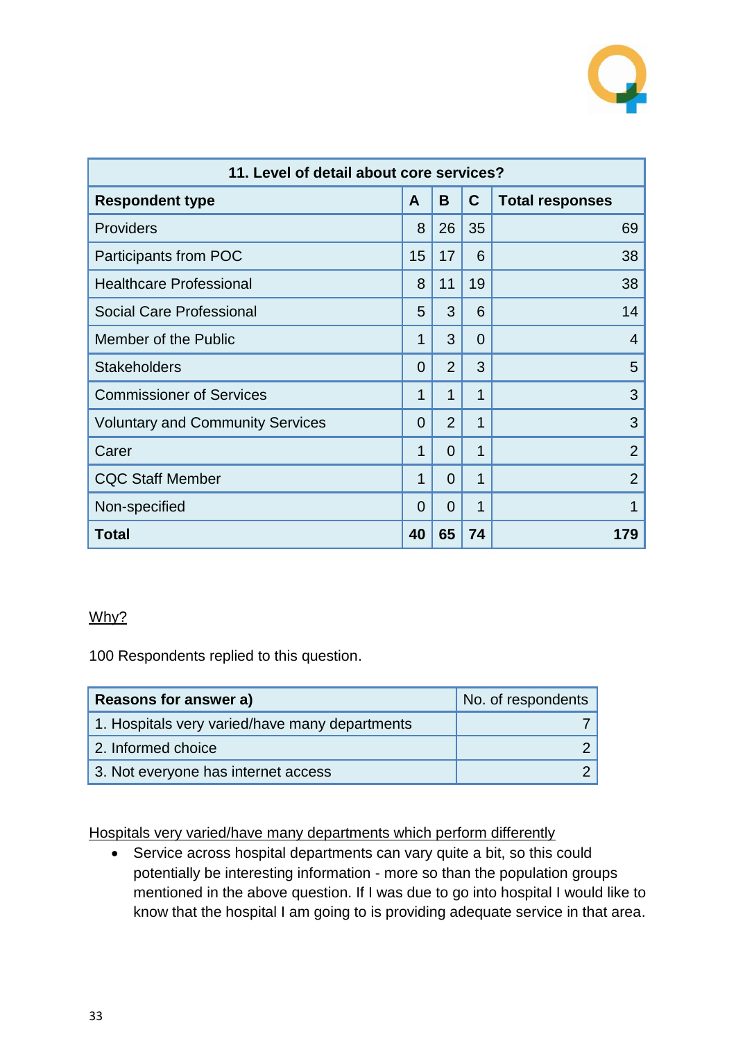| 11. Level of detail about core services? | | | | |
|---|---|---|---|---|
| **Respondent type** | **A** | **B** | **C** | **Total responses** |
| Providers | 8 | 26 | 35 | 69 |
| Participants from POC | 15 | 17 | 6 | 38 |
| Healthcare Professional | 8 | 11 | 19 | 38 |
| Social Care Professional | 5 | 3 | 6 | 14 |
| Member of the Public | 1 | 3 | 0 | 4 |
| Stakeholders | 0 | 2 | 3 | 5 |
| Commissioner of Services | 1 | 1 | 1 | 3 |
| Voluntary and Community Services | 0 | 2 | 1 | 3 |
| Carer | 1 | 0 | 1 | 2 |
| CQC Staff Member | 1 | 0 | 1 | 2 |
| Non-specified | 0 | 0 | 1 | 1 |
| **Total** | **40** | **65** | **74** | **179** |

Why?

100 Respondents replied to this question.

| **Reasons for answer a)** | No. of respondents |
|---|---|
| 1. Hospitals very varied/have many departments | 7 |
| 2. Informed choice | 2 |
| 3. Not everyone has internet access | 2 |

Hospitals very varied/have many departments which perform differently

- Service across hospital departments can vary quite a bit, so this could potentially be interesting information - more so than the population groups mentioned in the above question. If I was due to go into hospital I would like to know that the hospital I am going to is providing adequate service in that area.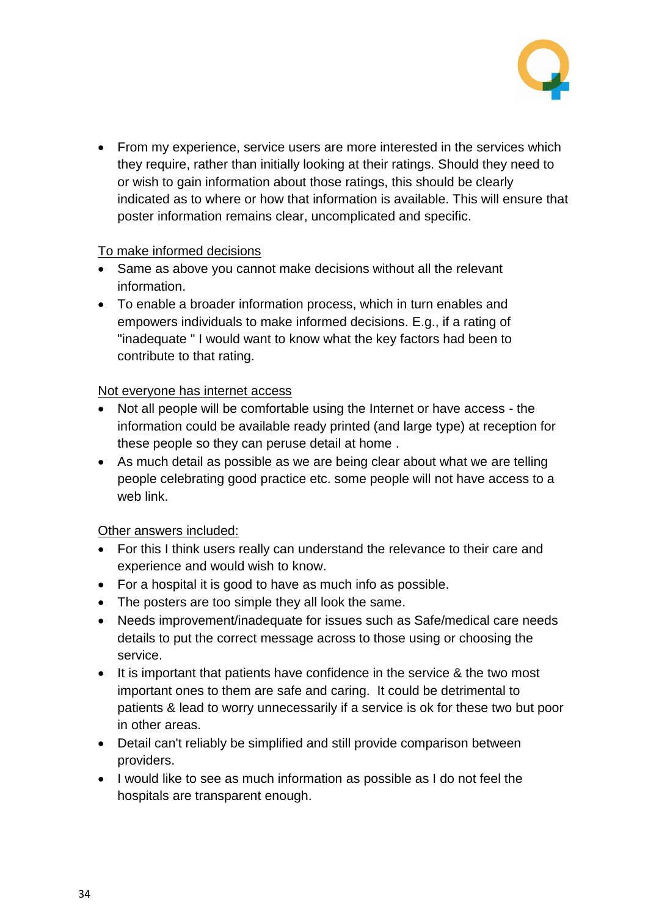- From my experience, service users are more interested in the services which they require, rather than initially looking at their ratings. Should they need to or wish to gain information about those ratings, this should be clearly indicated as to where or how that information is available. This will ensure that poster information remains clear, uncomplicated and specific.

<u>To make informed decisions</u>

- Same as above you cannot make decisions without all the relevant information.
- To enable a broader information process, which in turn enables and empowers individuals to make informed decisions. E.g., if a rating of "inadequate " I would want to know what the key factors had been to contribute to that rating.

<u>Not everyone has internet access</u>

- Not all people will be comfortable using the Internet or have access - the information could be available ready printed (and large type) at reception for these people so they can peruse detail at home .
- As much detail as possible as we are being clear about what we are telling people celebrating good practice etc. some people will not have access to a web link.

<u>Other answers included:</u>

- For this I think users really can understand the relevance to their care and experience and would wish to know.
- For a hospital it is good to have as much info as possible.
- The posters are too simple they all look the same.
- Needs improvement/inadequate for issues such as Safe/medical care needs details to put the correct message across to those using or choosing the service.
- It is important that patients have confidence in the service & the two most important ones to them are safe and caring. It could be detrimental to patients & lead to worry unnecessarily if a service is ok for these two but poor in other areas.
- Detail can't reliably be simplified and still provide comparison between providers.
- I would like to see as much information as possible as I do not feel the hospitals are transparent enough.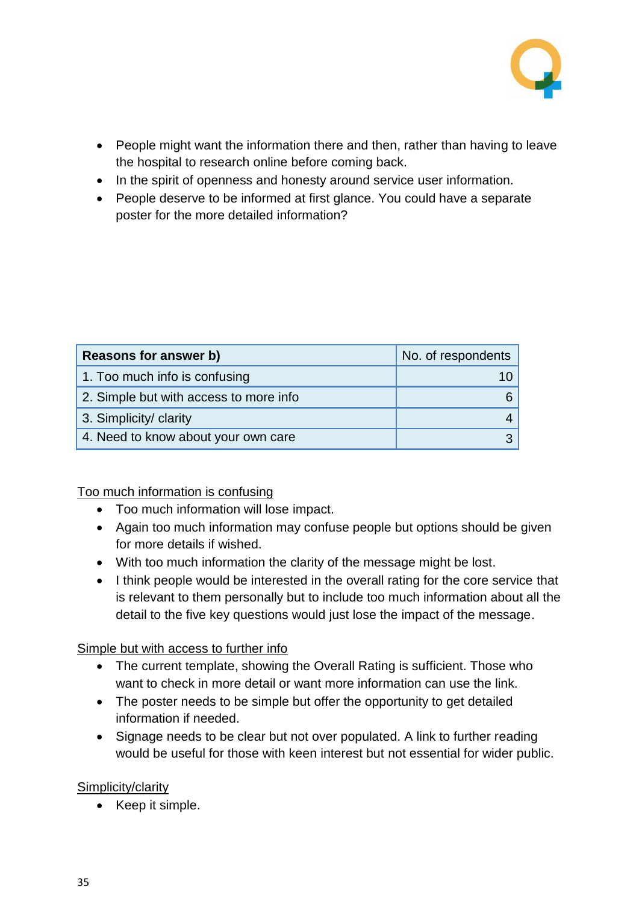- People might want the information there and then, rather than having to leave the hospital to research online before coming back.
- In the spirit of openness and honesty around service user information.
- People deserve to be informed at first glance. You could have a separate poster for the more detailed information?

| **Reasons for answer b)** | No. of respondents |
|---|---|
| 1. Too much info is confusing | 10 |
| 2. Simple but with access to more info | 6 |
| 3. Simplicity/ clarity | 4 |
| 4. Need to know about your own care | 3 |

Too much information is confusing

- Too much information will lose impact.
- Again too much information may confuse people but options should be given for more details if wished.
- With too much information the clarity of the message might be lost.
- I think people would be interested in the overall rating for the core service that is relevant to them personally but to include too much information about all the detail to the five key questions would just lose the impact of the message.

Simple but with access to further info

- The current template, showing the Overall Rating is sufficient. Those who want to check in more detail or want more information can use the link.
- The poster needs to be simple but offer the opportunity to get detailed information if needed.
- Signage needs to be clear but not over populated. A link to further reading would be useful for those with keen interest but not essential for wider public.

Simplicity/clarity

- Keep it simple.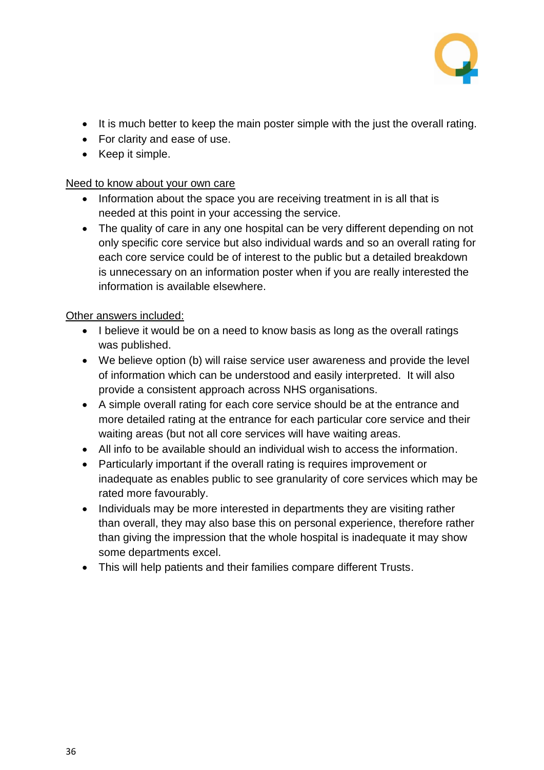- It is much better to keep the main poster simple with the just the overall rating.
- For clarity and ease of use.
- Keep it simple.

Need to know about your own care

- Information about the space you are receiving treatment in is all that is needed at this point in your accessing the service.
- The quality of care in any one hospital can be very different depending on not only specific core service but also individual wards and so an overall rating for each core service could be of interest to the public but a detailed breakdown is unnecessary on an information poster when if you are really interested the information is available elsewhere.

Other answers included:

- I believe it would be on a need to know basis as long as the overall ratings was published.
- We believe option (b) will raise service user awareness and provide the level of information which can be understood and easily interpreted.  It will also provide a consistent approach across NHS organisations.
- A simple overall rating for each core service should be at the entrance and more detailed rating at the entrance for each particular core service and their waiting areas (but not all core services will have waiting areas.
- All info to be available should an individual wish to access the information.
- Particularly important if the overall rating is requires improvement or inadequate as enables public to see granularity of core services which may be rated more favourably.
- Individuals may be more interested in departments they are visiting rather than overall, they may also base this on personal experience, therefore rather than giving the impression that the whole hospital is inadequate it may show some departments excel.
- This will help patients and their families compare different Trusts.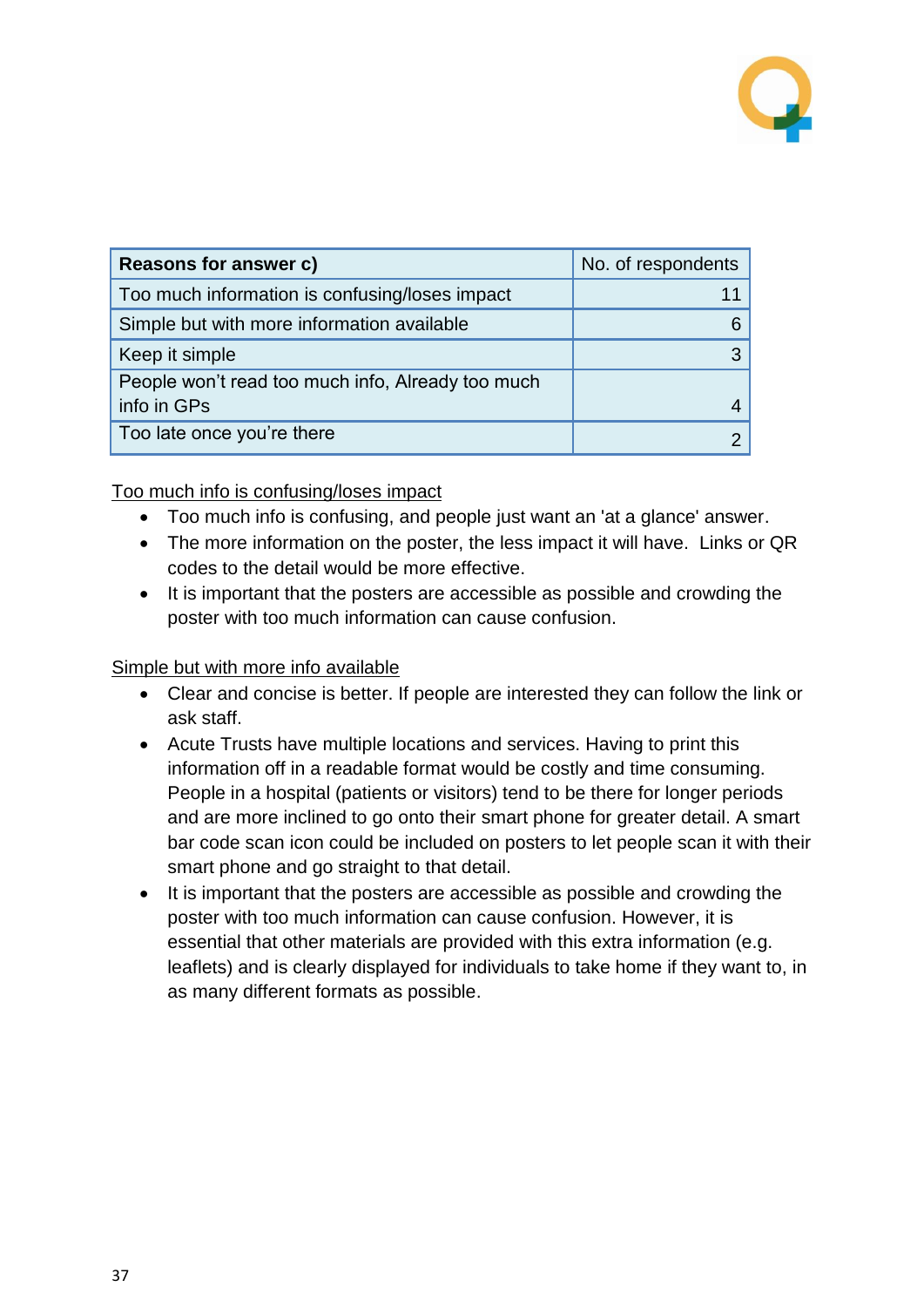| **Reasons for answer c)** | No. of respondents |
|---|---|
| Too much information is confusing/loses impact | 11 |
| Simple but with more information available | 6 |
| Keep it simple | 3 |
| People won't read too much info, Already too much info in GPs | 4 |
| Too late once you're there | 2 |

<u>Too much info is confusing/loses impact</u>

- Too much info is confusing, and people just want an 'at a glance' answer.
- The more information on the poster, the less impact it will have. Links or QR codes to the detail would be more effective.
- It is important that the posters are accessible as possible and crowding the poster with too much information can cause confusion.

<u>Simple but with more info available</u>

- Clear and concise is better. If people are interested they can follow the link or ask staff.
- Acute Trusts have multiple locations and services. Having to print this information off in a readable format would be costly and time consuming. People in a hospital (patients or visitors) tend to be there for longer periods and are more inclined to go onto their smart phone for greater detail. A smart bar code scan icon could be included on posters to let people scan it with their smart phone and go straight to that detail.
- It is important that the posters are accessible as possible and crowding the poster with too much information can cause confusion. However, it is essential that other materials are provided with this extra information (e.g. leaflets) and is clearly displayed for individuals to take home if they want to, in as many different formats as possible.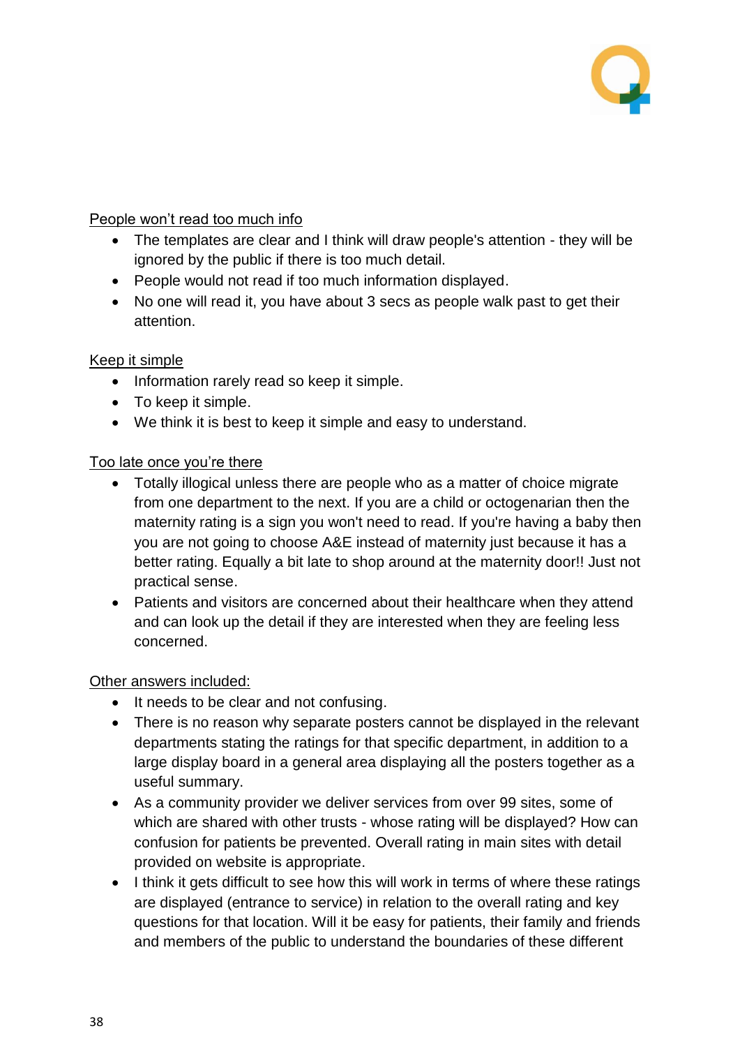People won't read too much info

- The templates are clear and I think will draw people's attention - they will be ignored by the public if there is too much detail.
- People would not read if too much information displayed.
- No one will read it, you have about 3 secs as people walk past to get their attention.

Keep it simple

- Information rarely read so keep it simple.
- To keep it simple.
- We think it is best to keep it simple and easy to understand.

Too late once you're there

- Totally illogical unless there are people who as a matter of choice migrate from one department to the next. If you are a child or octogenarian then the maternity rating is a sign you won't need to read. If you're having a baby then you are not going to choose A&E instead of maternity just because it has a better rating. Equally a bit late to shop around at the maternity door!! Just not practical sense.
- Patients and visitors are concerned about their healthcare when they attend and can look up the detail if they are interested when they are feeling less concerned.

Other answers included:

- It needs to be clear and not confusing.
- There is no reason why separate posters cannot be displayed in the relevant departments stating the ratings for that specific department, in addition to a large display board in a general area displaying all the posters together as a useful summary.
- As a community provider we deliver services from over 99 sites, some of which are shared with other trusts - whose rating will be displayed? How can confusion for patients be prevented. Overall rating in main sites with detail provided on website is appropriate.
- I think it gets difficult to see how this will work in terms of where these ratings are displayed (entrance to service) in relation to the overall rating and key questions for that location. Will it be easy for patients, their family and friends and members of the public to understand the boundaries of these different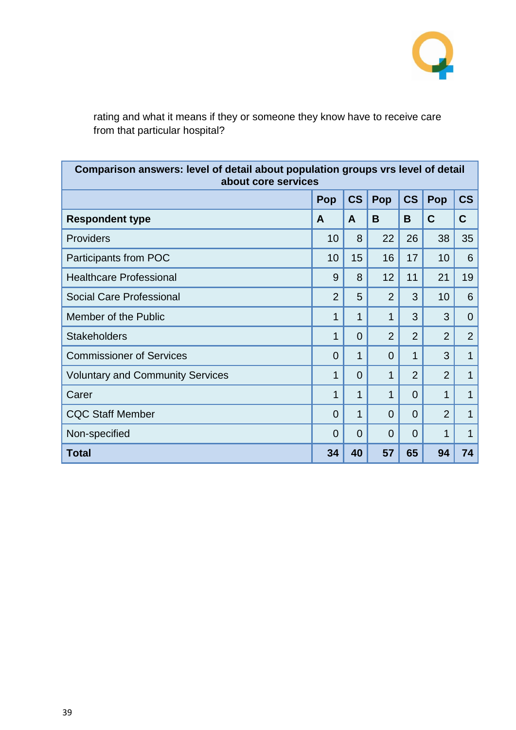rating and what it means if they or someone they know have to receive care from that particular hospital?

| Comparison answers: level of detail about population groups vrs level of detail about core services | | | | | | |
|---|---|---|---|---|---|---|
| | Pop | CS | Pop | CS | Pop | CS |
| **Respondent type** | **A** | **A** | **B** | **B** | **C** | **C** |
| Providers | 10 | 8 | 22 | 26 | 38 | 35 |
| Participants from POC | 10 | 15 | 16 | 17 | 10 | 6 |
| Healthcare Professional | 9 | 8 | 12 | 11 | 21 | 19 |
| Social Care Professional | 2 | 5 | 2 | 3 | 10 | 6 |
| Member of the Public | 1 | 1 | 1 | 3 | 3 | 0 |
| Stakeholders | 1 | 0 | 2 | 2 | 2 | 2 |
| Commissioner of Services | 0 | 1 | 0 | 1 | 3 | 1 |
| Voluntary and Community Services | 1 | 0 | 1 | 2 | 2 | 1 |
| Carer | 1 | 1 | 1 | 0 | 1 | 1 |
| CQC Staff Member | 0 | 1 | 0 | 0 | 2 | 1 |
| Non-specified | 0 | 0 | 0 | 0 | 1 | 1 |
| **Total** | **34** | **40** | **57** | **65** | **94** | **74** |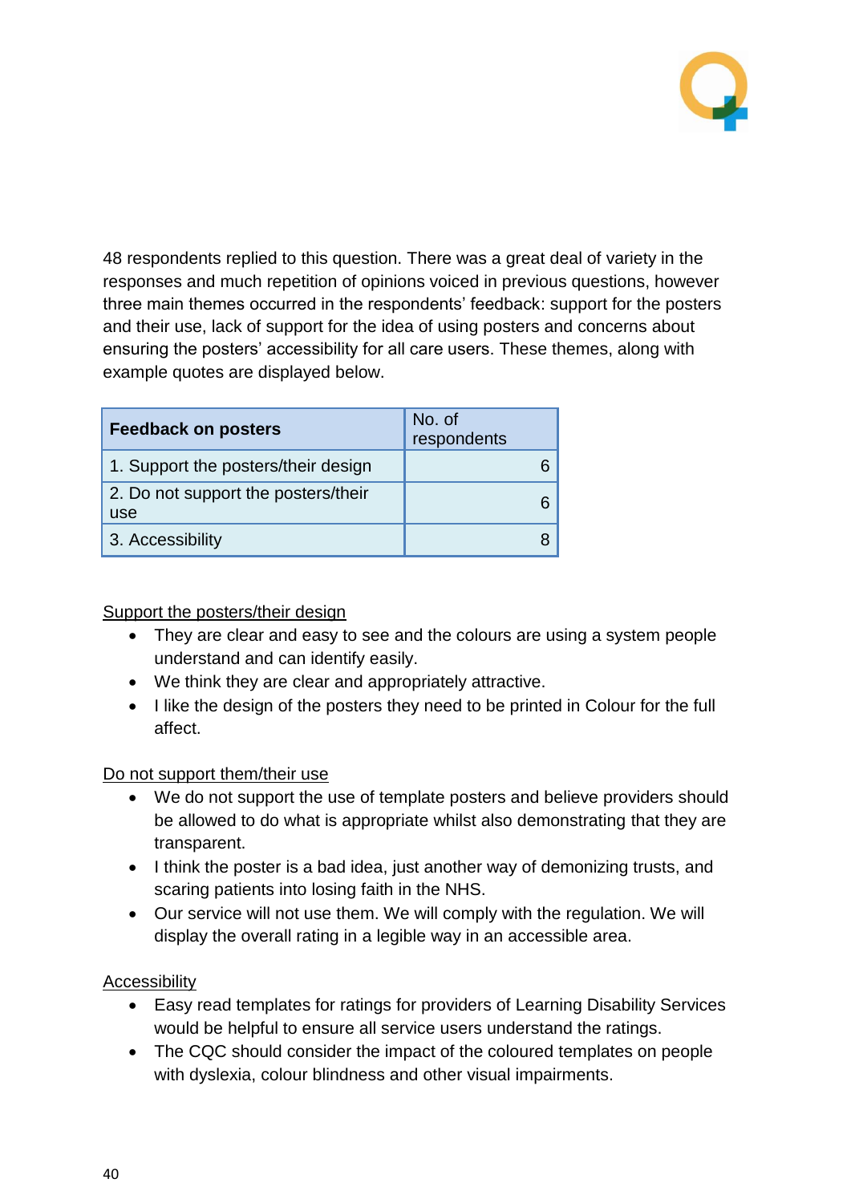48 respondents replied to this question. There was a great deal of variety in the responses and much repetition of opinions voiced in previous questions, however three main themes occurred in the respondents' feedback: support for the posters and their use, lack of support for the idea of using posters and concerns about ensuring the posters' accessibility for all care users. These themes, along with example quotes are displayed below.

| **Feedback on posters** | No. of respondents |
|---|---:|
| 1. Support the posters/their design | 6 |
| 2. Do not support the posters/their use | 6 |
| 3. Accessibility | 8 |

Support the posters/their design

- They are clear and easy to see and the colours are using a system people understand and can identify easily.
- We think they are clear and appropriately attractive.
- I like the design of the posters they need to be printed in Colour for the full affect.

Do not support them/their use

- We do not support the use of template posters and believe providers should be allowed to do what is appropriate whilst also demonstrating that they are transparent.
- I think the poster is a bad idea, just another way of demonizing trusts, and scaring patients into losing faith in the NHS.
- Our service will not use them. We will comply with the regulation. We will display the overall rating in a legible way in an accessible area.

Accessibility

- Easy read templates for ratings for providers of Learning Disability Services would be helpful to ensure all service users understand the ratings.
- The CQC should consider the impact of the coloured templates on people with dyslexia, colour blindness and other visual impairments.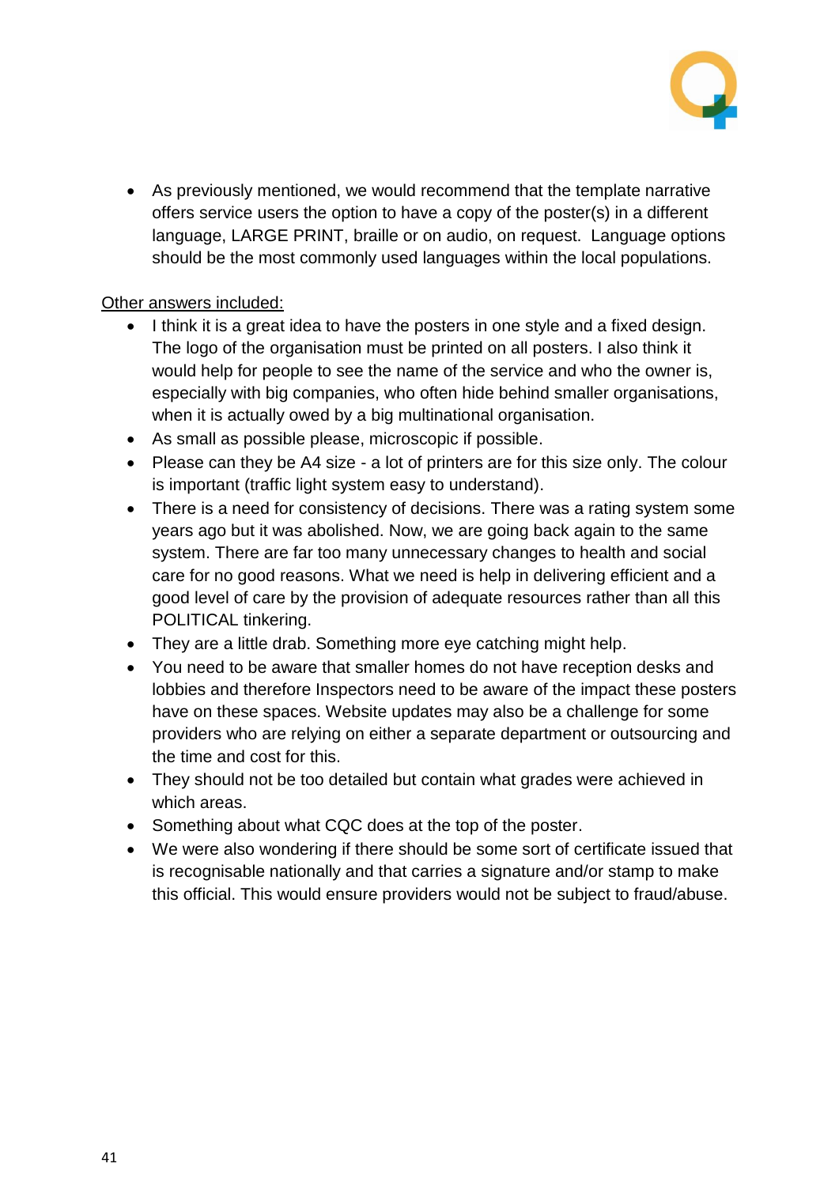- As previously mentioned, we would recommend that the template narrative offers service users the option to have a copy of the poster(s) in a different language, LARGE PRINT, braille or on audio, on request.  Language options should be the most commonly used languages within the local populations.

<u>Other answers included:</u>

- I think it is a great idea to have the posters in one style and a fixed design. The logo of the organisation must be printed on all posters. I also think it would help for people to see the name of the service and who the owner is, especially with big companies, who often hide behind smaller organisations, when it is actually owed by a big multinational organisation.
- As small as possible please, microscopic if possible.
- Please can they be A4 size - a lot of printers are for this size only. The colour is important (traffic light system easy to understand).
- There is a need for consistency of decisions. There was a rating system some years ago but it was abolished. Now, we are going back again to the same system. There are far too many unnecessary changes to health and social care for no good reasons. What we need is help in delivering efficient and a good level of care by the provision of adequate resources rather than all this POLITICAL tinkering.
- They are a little drab. Something more eye catching might help.
- You need to be aware that smaller homes do not have reception desks and lobbies and therefore Inspectors need to be aware of the impact these posters have on these spaces. Website updates may also be a challenge for some providers who are relying on either a separate department or outsourcing and the time and cost for this.
- They should not be too detailed but contain what grades were achieved in which areas.
- Something about what CQC does at the top of the poster.
- We were also wondering if there should be some sort of certificate issued that is recognisable nationally and that carries a signature and/or stamp to make this official. This would ensure providers would not be subject to fraud/abuse.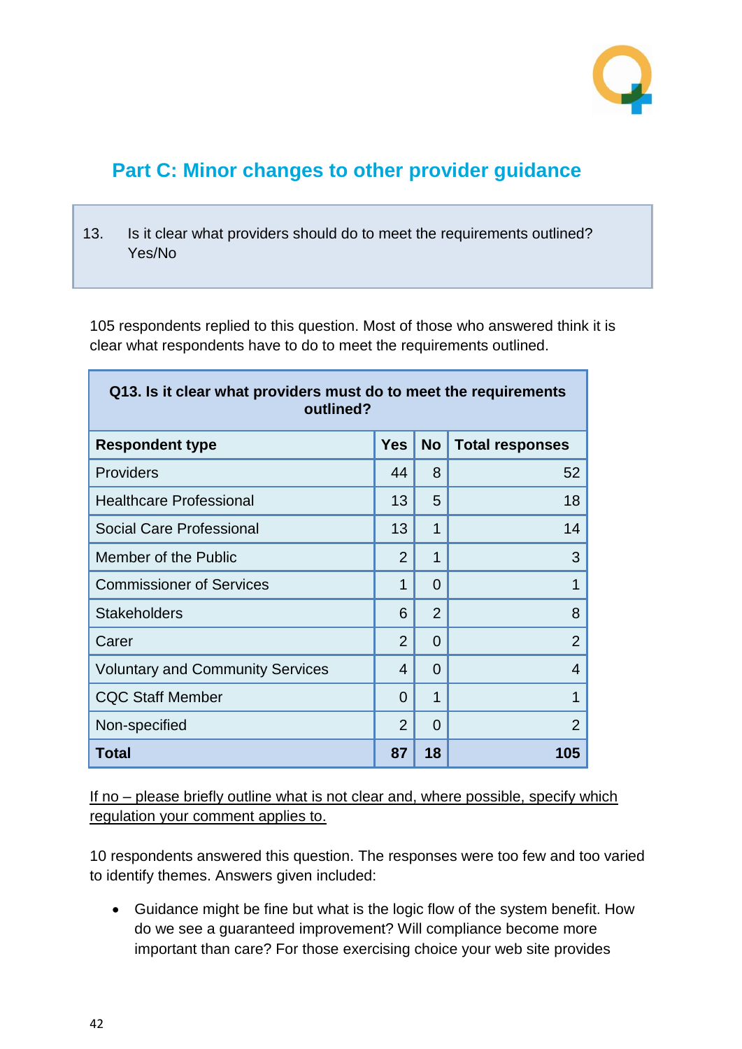## Part C: Minor changes to other provider guidance

| 13. | Is it clear what providers should do to meet the requirements outlined? Yes/No |
|---|---|

105 respondents replied to this question. Most of those who answered think it is clear what respondents have to do to meet the requirements outlined.

| Q13. Is it clear what providers must do to meet the requirements outlined? | | | |
|---|---|---|---|
| **Respondent type** | **Yes** | **No** | **Total responses** |
| Providers | 44 | 8 | 52 |
| Healthcare Professional | 13 | 5 | 18 |
| Social Care Professional | 13 | 1 | 14 |
| Member of the Public | 2 | 1 | 3 |
| Commissioner of Services | 1 | 0 | 1 |
| Stakeholders | 6 | 2 | 8 |
| Carer | 2 | 0 | 2 |
| Voluntary and Community Services | 4 | 0 | 4 |
| CQC Staff Member | 0 | 1 | 1 |
| Non-specified | 2 | 0 | 2 |
| **Total** | **87** | **18** | **105** |

If no – please briefly outline what is not clear and, where possible, specify which regulation your comment applies to.

10 respondents answered this question. The responses were too few and too varied to identify themes. Answers given included:

- Guidance might be fine but what is the logic flow of the system benefit. How do we see a guaranteed improvement? Will compliance become more important than care? For those exercising choice your web site provides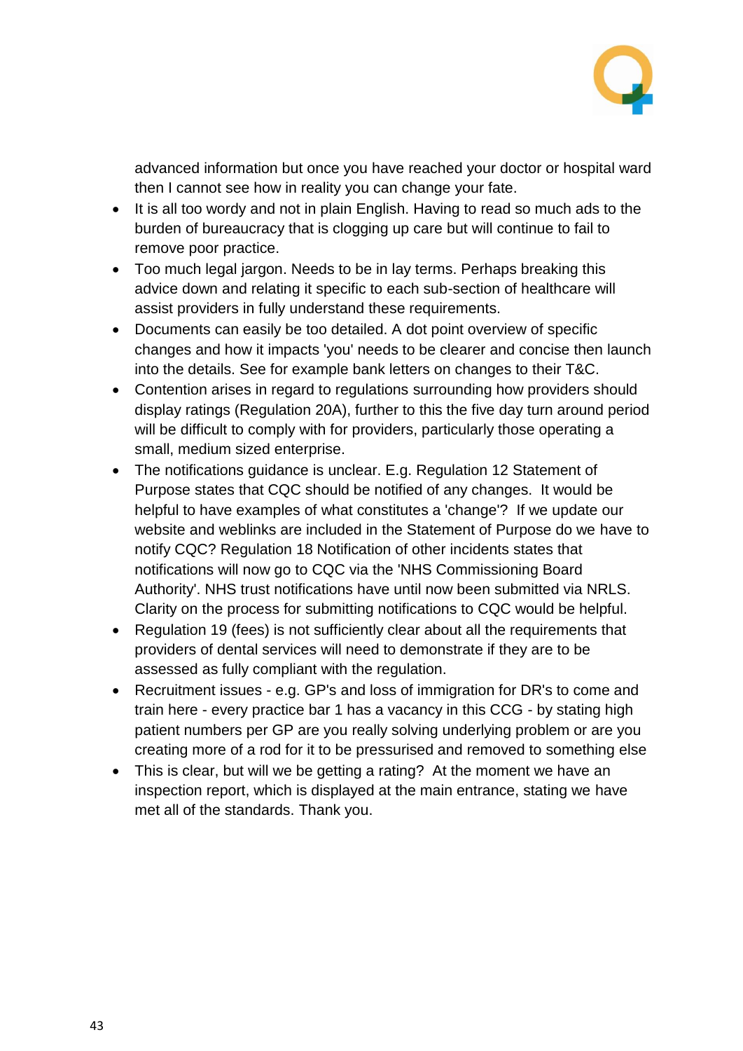advanced information but once you have reached your doctor or hospital ward then I cannot see how in reality you can change your fate.

- It is all too wordy and not in plain English. Having to read so much ads to the burden of bureaucracy that is clogging up care but will continue to fail to remove poor practice.
- Too much legal jargon. Needs to be in lay terms. Perhaps breaking this advice down and relating it specific to each sub-section of healthcare will assist providers in fully understand these requirements.
- Documents can easily be too detailed. A dot point overview of specific changes and how it impacts 'you' needs to be clearer and concise then launch into the details. See for example bank letters on changes to their T&C.
- Contention arises in regard to regulations surrounding how providers should display ratings (Regulation 20A), further to this the five day turn around period will be difficult to comply with for providers, particularly those operating a small, medium sized enterprise.
- The notifications guidance is unclear. E.g. Regulation 12 Statement of Purpose states that CQC should be notified of any changes. It would be helpful to have examples of what constitutes a 'change'? If we update our website and weblinks are included in the Statement of Purpose do we have to notify CQC? Regulation 18 Notification of other incidents states that notifications will now go to CQC via the 'NHS Commissioning Board Authority'. NHS trust notifications have until now been submitted via NRLS. Clarity on the process for submitting notifications to CQC would be helpful.
- Regulation 19 (fees) is not sufficiently clear about all the requirements that providers of dental services will need to demonstrate if they are to be assessed as fully compliant with the regulation.
- Recruitment issues - e.g. GP's and loss of immigration for DR's to come and train here - every practice bar 1 has a vacancy in this CCG - by stating high patient numbers per GP are you really solving underlying problem or are you creating more of a rod for it to be pressurised and removed to something else
- This is clear, but will we be getting a rating? At the moment we have an inspection report, which is displayed at the main entrance, stating we have met all of the standards. Thank you.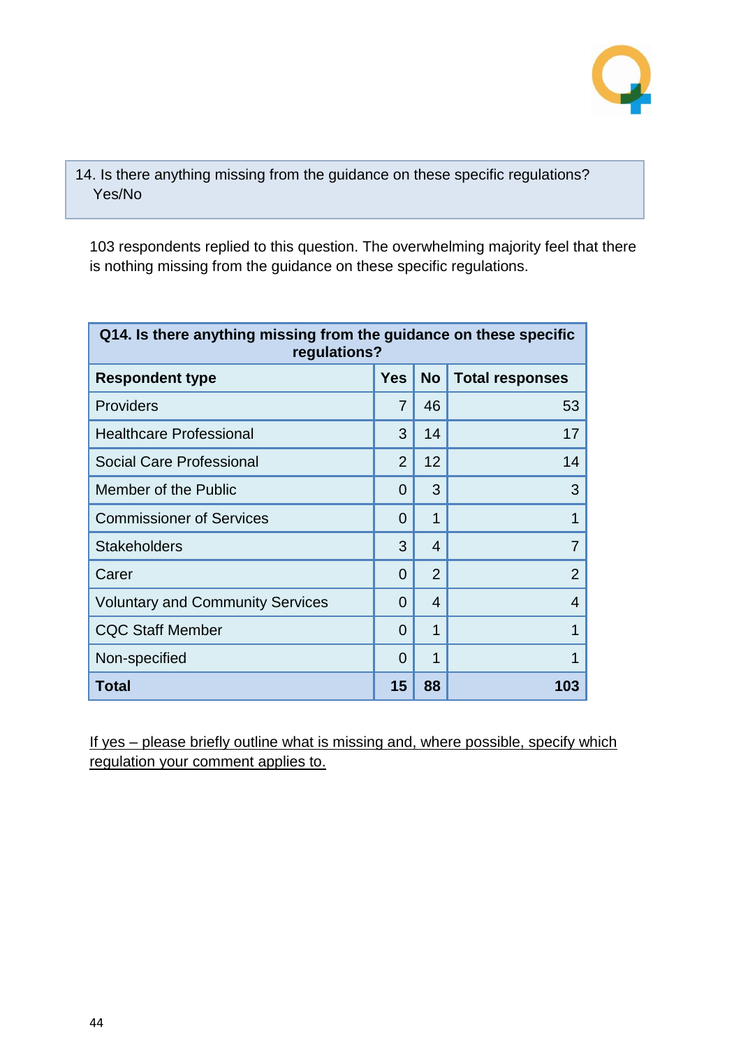14. Is there anything missing from the guidance on these specific regulations? Yes/No

103 respondents replied to this question. The overwhelming majority feel that there is nothing missing from the guidance on these specific regulations.

| **Q14. Is there anything missing from the guidance on these specific regulations?** | | | |
|---|---|---|---|
| **Respondent type** | **Yes** | **No** | **Total responses** |
| Providers | 7 | 46 | 53 |
| Healthcare Professional | 3 | 14 | 17 |
| Social Care Professional | 2 | 12 | 14 |
| Member of the Public | 0 | 3 | 3 |
| Commissioner of Services | 0 | 1 | 1 |
| Stakeholders | 3 | 4 | 7 |
| Carer | 0 | 2 | 2 |
| Voluntary and Community Services | 0 | 4 | 4 |
| CQC Staff Member | 0 | 1 | 1 |
| Non-specified | 0 | 1 | 1 |
| **Total** | **15** | **88** | **103** |

If yes – please briefly outline what is missing and, where possible, specify which regulation your comment applies to.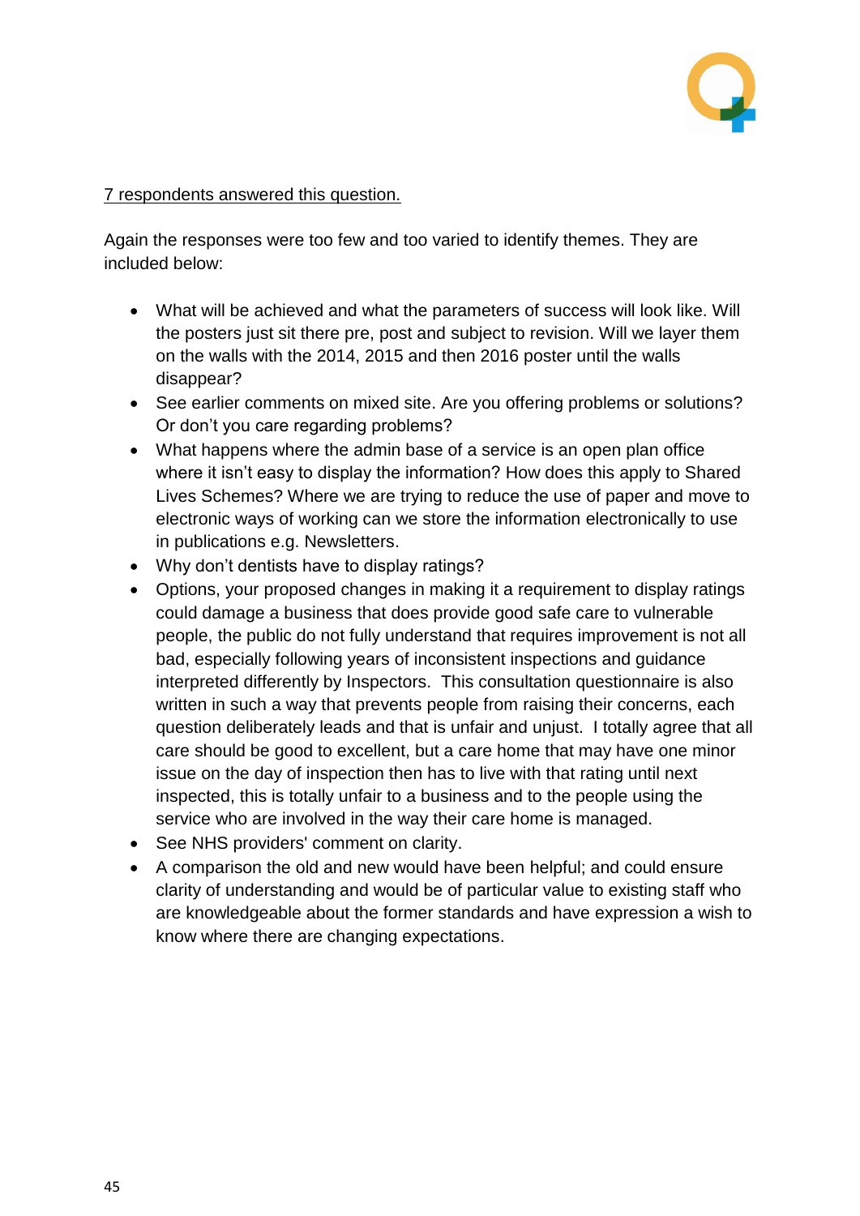<u>7 respondents answered this question.</u>

Again the responses were too few and too varied to identify themes. They are included below:

- What will be achieved and what the parameters of success will look like. Will the posters just sit there pre, post and subject to revision. Will we layer them on the walls with the 2014, 2015 and then 2016 poster until the walls disappear?
- See earlier comments on mixed site. Are you offering problems or solutions? Or don't you care regarding problems?
- What happens where the admin base of a service is an open plan office where it isn't easy to display the information? How does this apply to Shared Lives Schemes? Where we are trying to reduce the use of paper and move to electronic ways of working can we store the information electronically to use in publications e.g. Newsletters.
- Why don't dentists have to display ratings?
- Options, your proposed changes in making it a requirement to display ratings could damage a business that does provide good safe care to vulnerable people, the public do not fully understand that requires improvement is not all bad, especially following years of inconsistent inspections and guidance interpreted differently by Inspectors. This consultation questionnaire is also written in such a way that prevents people from raising their concerns, each question deliberately leads and that is unfair and unjust. I totally agree that all care should be good to excellent, but a care home that may have one minor issue on the day of inspection then has to live with that rating until next inspected, this is totally unfair to a business and to the people using the service who are involved in the way their care home is managed.
- See NHS providers' comment on clarity.
- A comparison the old and new would have been helpful; and could ensure clarity of understanding and would be of particular value to existing staff who are knowledgeable about the former standards and have expression a wish to know where there are changing expectations.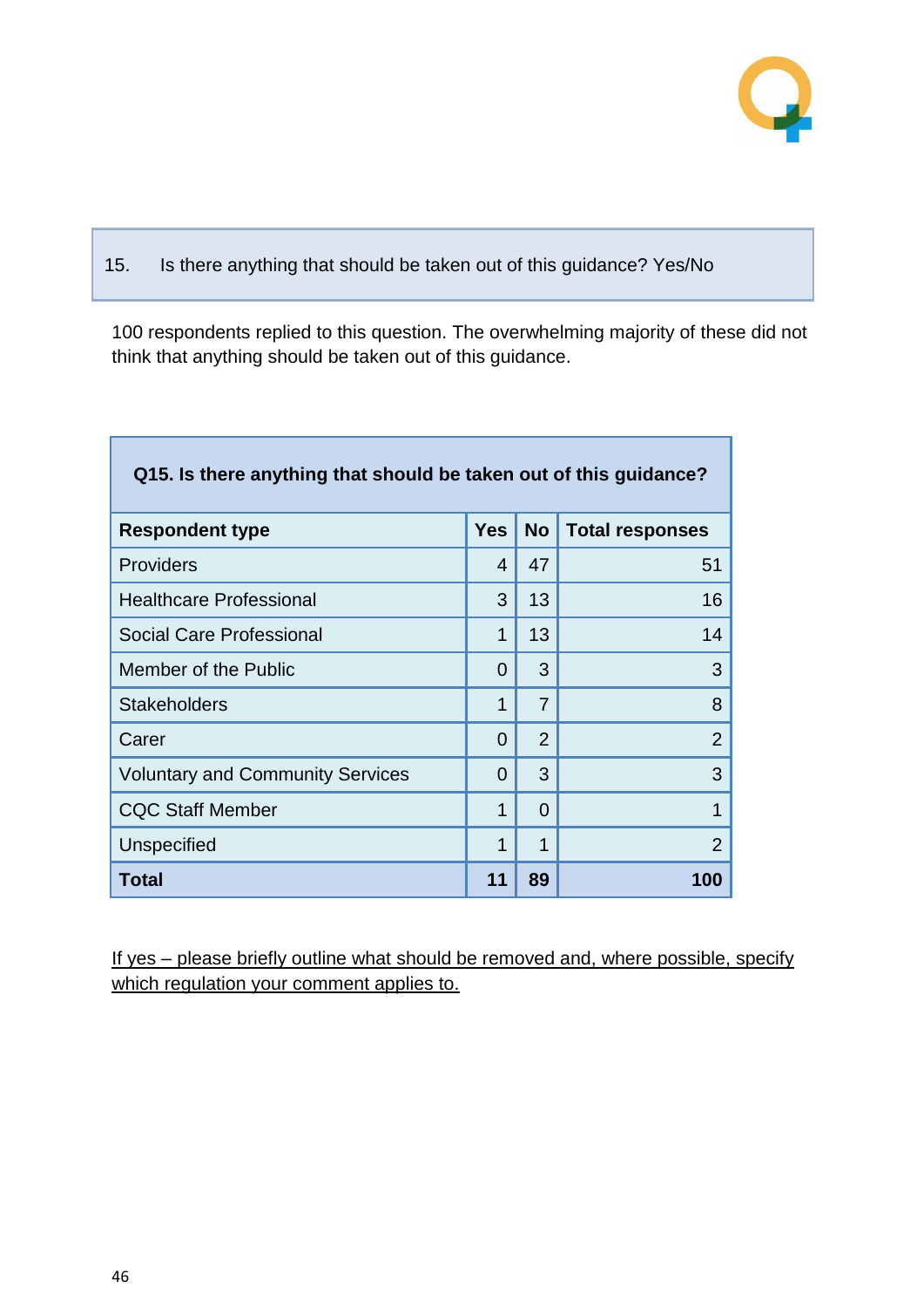15. Is there anything that should be taken out of this guidance? Yes/No

100 respondents replied to this question. The overwhelming majority of these did not think that anything should be taken out of this guidance.

**Q15. Is there anything that should be taken out of this guidance?**

| Respondent type | Yes | No | Total responses |
|---|---|---|---|
| Providers | 4 | 47 | 51 |
| Healthcare Professional | 3 | 13 | 16 |
| Social Care Professional | 1 | 13 | 14 |
| Member of the Public | 0 | 3 | 3 |
| Stakeholders | 1 | 7 | 8 |
| Carer | 0 | 2 | 2 |
| Voluntary and Community Services | 0 | 3 | 3 |
| CQC Staff Member | 1 | 0 | 1 |
| Unspecified | 1 | 1 | 2 |
| **Total** | **11** | **89** | **100** |

If yes – please briefly outline what should be removed and, where possible, specify which regulation your comment applies to.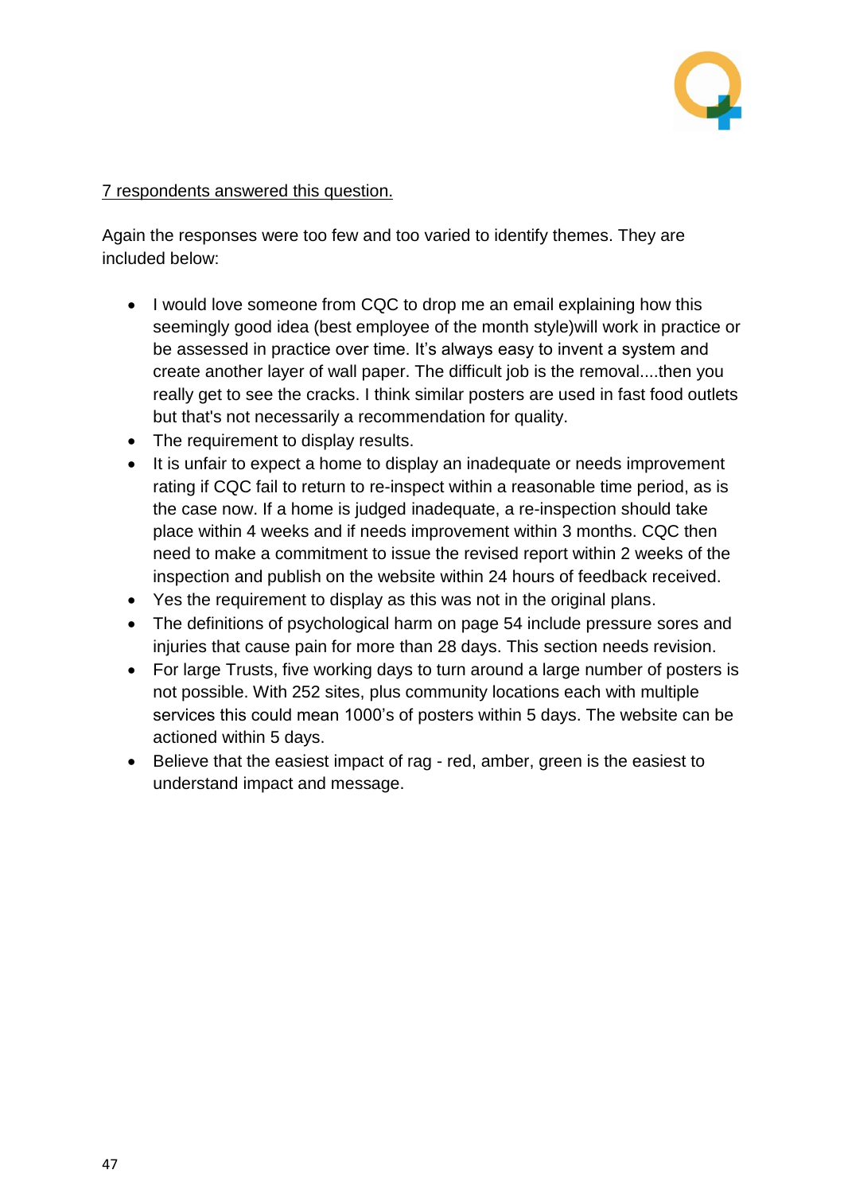<u>7 respondents answered this question.</u>

Again the responses were too few and too varied to identify themes. They are included below:

- I would love someone from CQC to drop me an email explaining how this seemingly good idea (best employee of the month style)will work in practice or be assessed in practice over time. It's always easy to invent a system and create another layer of wall paper. The difficult job is the removal....then you really get to see the cracks. I think similar posters are used in fast food outlets but that's not necessarily a recommendation for quality.
- The requirement to display results.
- It is unfair to expect a home to display an inadequate or needs improvement rating if CQC fail to return to re-inspect within a reasonable time period, as is the case now. If a home is judged inadequate, a re-inspection should take place within 4 weeks and if needs improvement within 3 months. CQC then need to make a commitment to issue the revised report within 2 weeks of the inspection and publish on the website within 24 hours of feedback received.
- Yes the requirement to display as this was not in the original plans.
- The definitions of psychological harm on page 54 include pressure sores and injuries that cause pain for more than 28 days. This section needs revision.
- For large Trusts, five working days to turn around a large number of posters is not possible. With 252 sites, plus community locations each with multiple services this could mean 1000's of posters within 5 days. The website can be actioned within 5 days.
- Believe that the easiest impact of rag - red, amber, green is the easiest to understand impact and message.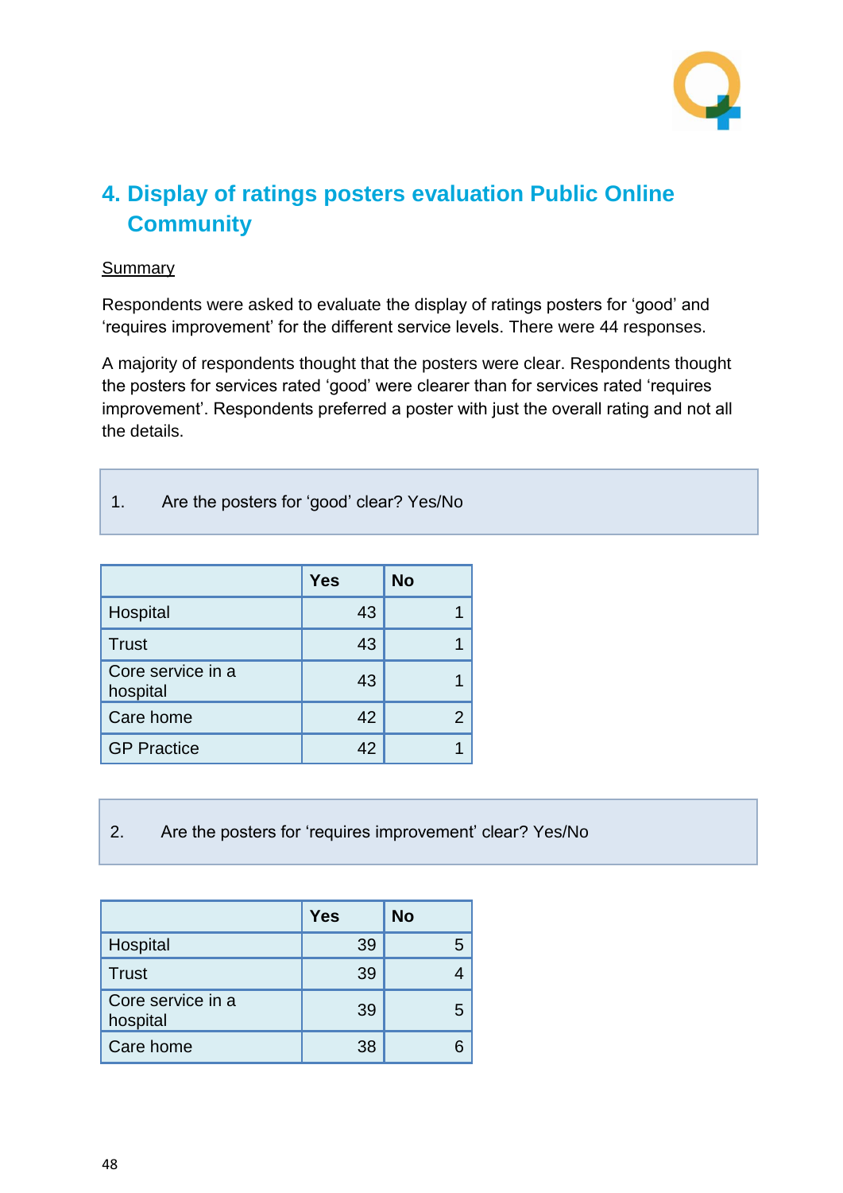## 4. Display of ratings posters evaluation Public Online Community

Summary

Respondents were asked to evaluate the display of ratings posters for 'good' and 'requires improvement' for the different service levels. There were 44 responses.

A majority of respondents thought that the posters were clear. Respondents thought the posters for services rated 'good' were clearer than for services rated 'requires improvement'. Respondents preferred a poster with just the overall rating and not all the details.

1. Are the posters for 'good' clear? Yes/No

| | Yes | No |
|---|---|---|
| Hospital | 43 | 1 |
| Trust | 43 | 1 |
| Core service in a hospital | 43 | 1 |
| Care home | 42 | 2 |
| GP Practice | 42 | 1 |

2. Are the posters for 'requires improvement' clear? Yes/No

| | Yes | No |
|---|---|---|
| Hospital | 39 | 5 |
| Trust | 39 | 4 |
| Core service in a hospital | 39 | 5 |
| Care home | 38 | 6 |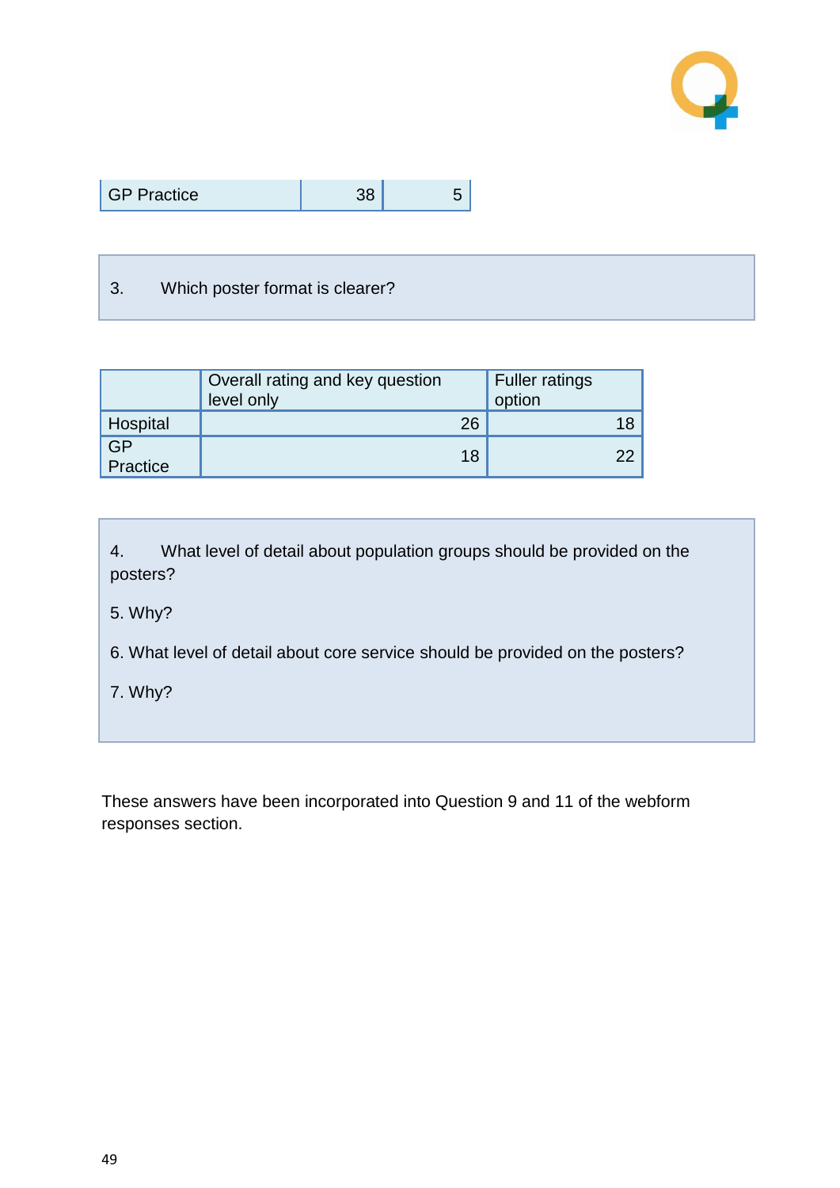| GP Practice | 38 | 5 |
|---|---|---|

3. Which poster format is clearer?

| | Overall rating and key question level only | Fuller ratings option |
|---|---|---|
| Hospital | 26 | 18 |
| GP Practice | 18 | 22 |

4. What level of detail about population groups should be provided on the posters?

5. Why?

6. What level of detail about core service should be provided on the posters?

7. Why?

These answers have been incorporated into Question 9 and 11 of the webform responses section.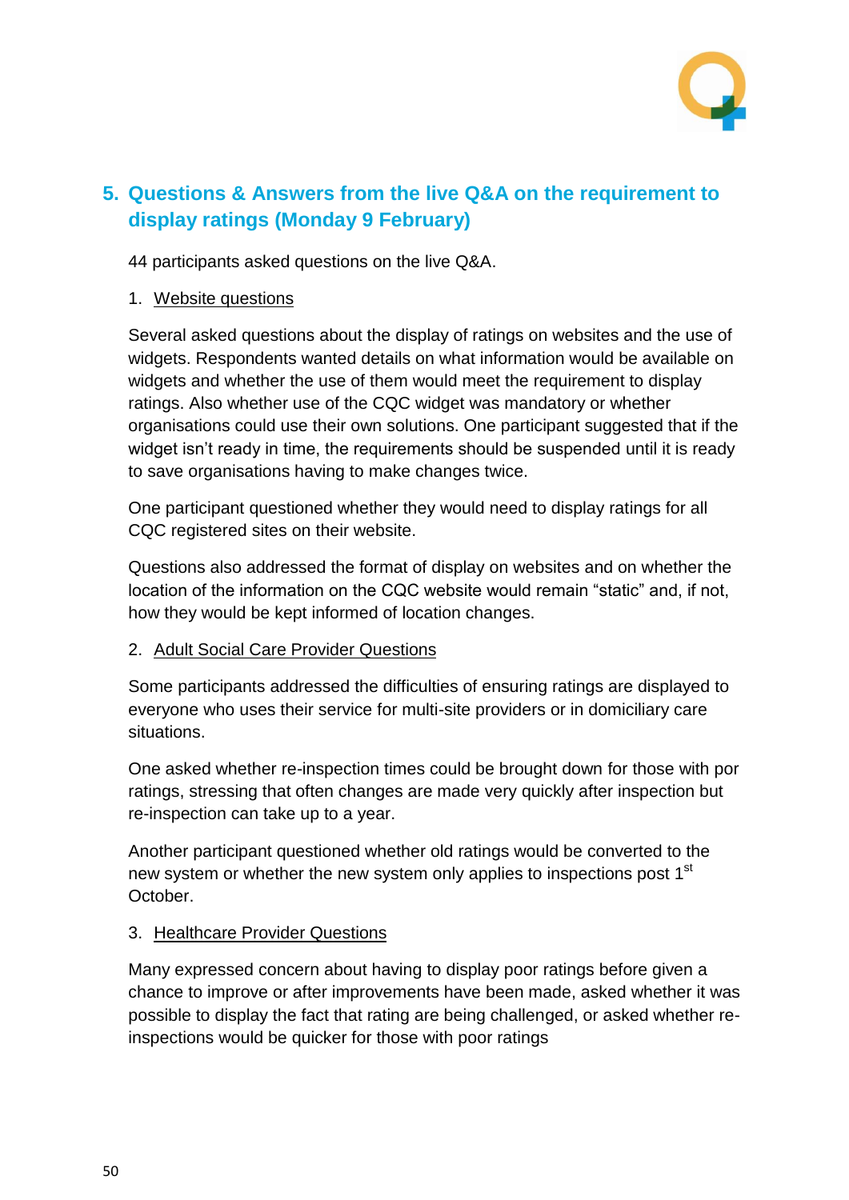## 5. Questions & Answers from the live Q&A on the requirement to display ratings (Monday 9 February)

44 participants asked questions on the live Q&A.

1. Website questions

Several asked questions about the display of ratings on websites and the use of widgets. Respondents wanted details on what information would be available on widgets and whether the use of them would meet the requirement to display ratings. Also whether use of the CQC widget was mandatory or whether organisations could use their own solutions. One participant suggested that if the widget isn't ready in time, the requirements should be suspended until it is ready to save organisations having to make changes twice.

One participant questioned whether they would need to display ratings for all CQC registered sites on their website.

Questions also addressed the format of display on websites and on whether the location of the information on the CQC website would remain "static" and, if not, how they would be kept informed of location changes.

2. Adult Social Care Provider Questions

Some participants addressed the difficulties of ensuring ratings are displayed to everyone who uses their service for multi-site providers or in domiciliary care situations.

One asked whether re-inspection times could be brought down for those with por ratings, stressing that often changes are made very quickly after inspection but re-inspection can take up to a year.

Another participant questioned whether old ratings would be converted to the new system or whether the new system only applies to inspections post 1st October.

3. Healthcare Provider Questions

Many expressed concern about having to display poor ratings before given a chance to improve or after improvements have been made, asked whether it was possible to display the fact that rating are being challenged, or asked whether re-inspections would be quicker for those with poor ratings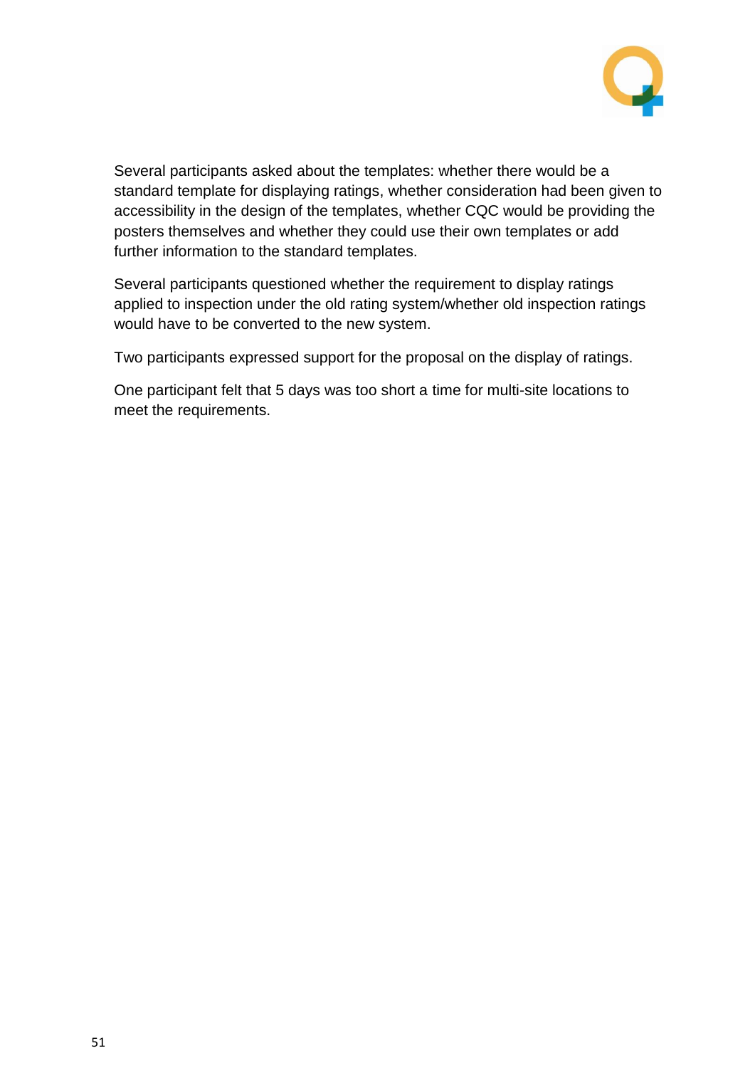Several participants asked about the templates: whether there would be a standard template for displaying ratings, whether consideration had been given to accessibility in the design of the templates, whether CQC would be providing the posters themselves and whether they could use their own templates or add further information to the standard templates.

Several participants questioned whether the requirement to display ratings applied to inspection under the old rating system/whether old inspection ratings would have to be converted to the new system.

Two participants expressed support for the proposal on the display of ratings.

One participant felt that 5 days was too short a time for multi-site locations to meet the requirements.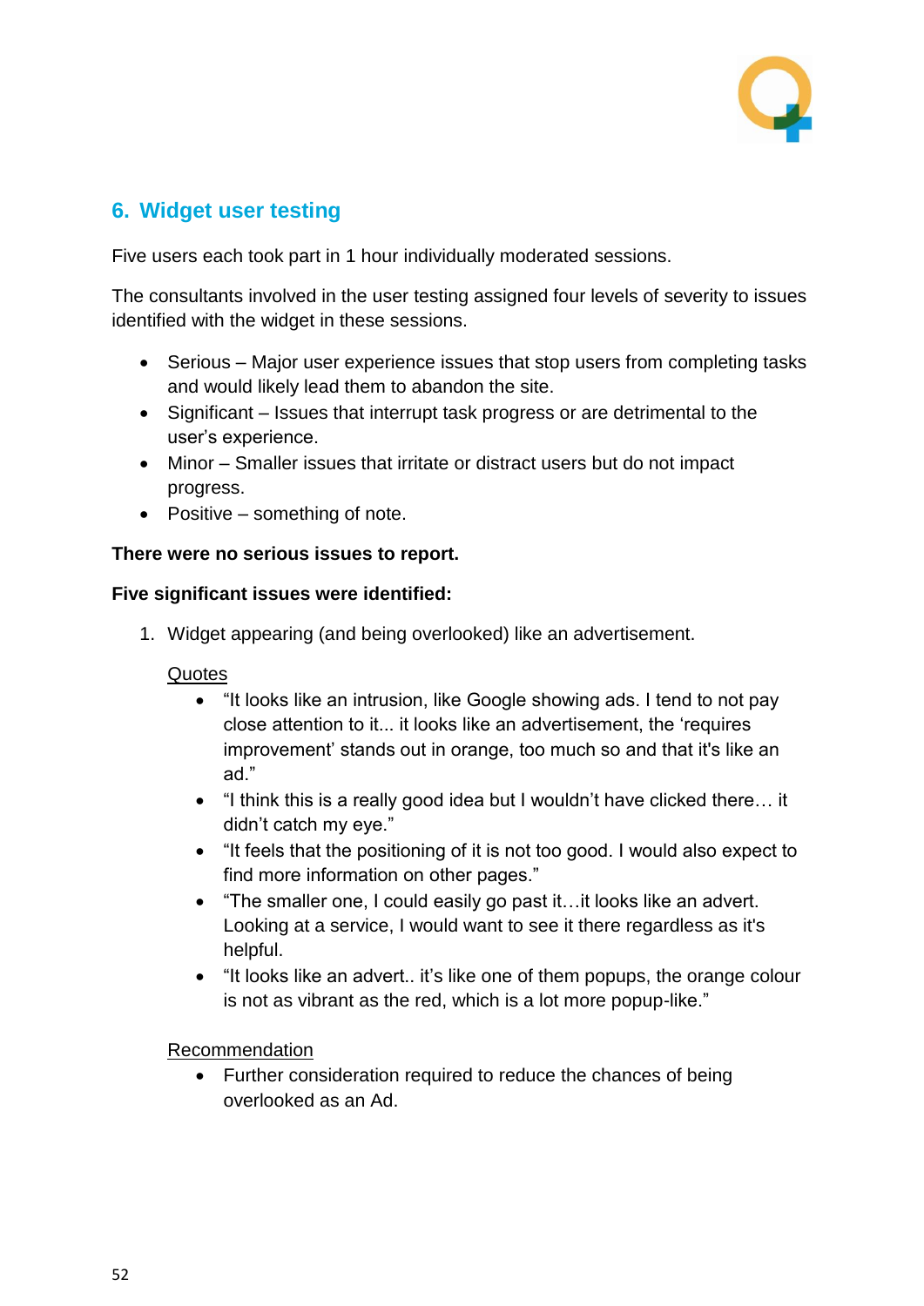## 6. Widget user testing

Five users each took part in 1 hour individually moderated sessions.

The consultants involved in the user testing assigned four levels of severity to issues identified with the widget in these sessions.

- Serious – Major user experience issues that stop users from completing tasks and would likely lead them to abandon the site.
- Significant – Issues that interrupt task progress or are detrimental to the user's experience.
- Minor – Smaller issues that irritate or distract users but do not impact progress.
- Positive – something of note.

**There were no serious issues to report.**

**Five significant issues were identified:**

1. Widget appearing (and being overlooked) like an advertisement.

   Quotes

   - "It looks like an intrusion, like Google showing ads. I tend to not pay close attention to it... it looks like an advertisement, the 'requires improvement' stands out in orange, too much so and that it's like an ad."
   - "I think this is a really good idea but I wouldn't have clicked there… it didn't catch my eye."
   - "It feels that the positioning of it is not too good. I would also expect to find more information on other pages."
   - "The smaller one, I could easily go past it…it looks like an advert. Looking at a service, I would want to see it there regardless as it's helpful.
   - "It looks like an advert.. it's like one of them popups, the orange colour is not as vibrant as the red, which is a lot more popup-like."

   Recommendation

   - Further consideration required to reduce the chances of being overlooked as an Ad.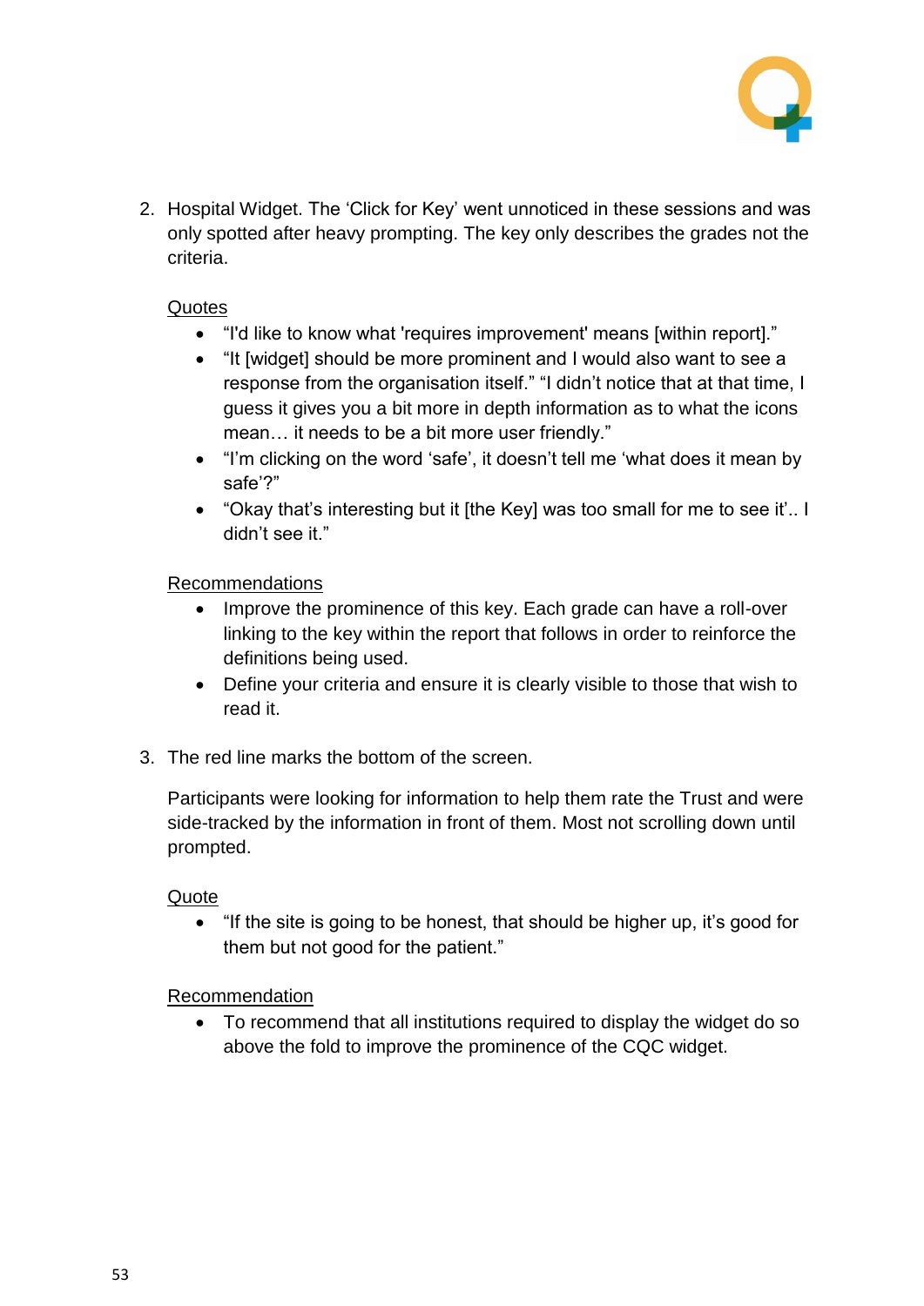2. Hospital Widget. The ‘Click for Key’ went unnoticed in these sessions and was only spotted after heavy prompting. The key only describes the grades not the criteria.

   Quotes

   - “I'd like to know what 'requires improvement' means [within report].”
   - “It [widget] should be more prominent and I would also want to see a response from the organisation itself.” “I didn’t notice that at that time, I guess it gives you a bit more in depth information as to what the icons mean… it needs to be a bit more user friendly.”
   - “I’m clicking on the word ‘safe’, it doesn’t tell me ‘what does it mean by safe’?”
   - “Okay that’s interesting but it [the Key] was too small for me to see it’.. I didn’t see it.”

   Recommendations

   - Improve the prominence of this key. Each grade can have a roll-over linking to the key within the report that follows in order to reinforce the definitions being used.
   - Define your criteria and ensure it is clearly visible to those that wish to read it.

3. The red line marks the bottom of the screen.

   Participants were looking for information to help them rate the Trust and were side-tracked by the information in front of them. Most not scrolling down until prompted.

   Quote

   - “If the site is going to be honest, that should be higher up, it’s good for them but not good for the patient.”

   Recommendation

   - To recommend that all institutions required to display the widget do so above the fold to improve the prominence of the CQC widget.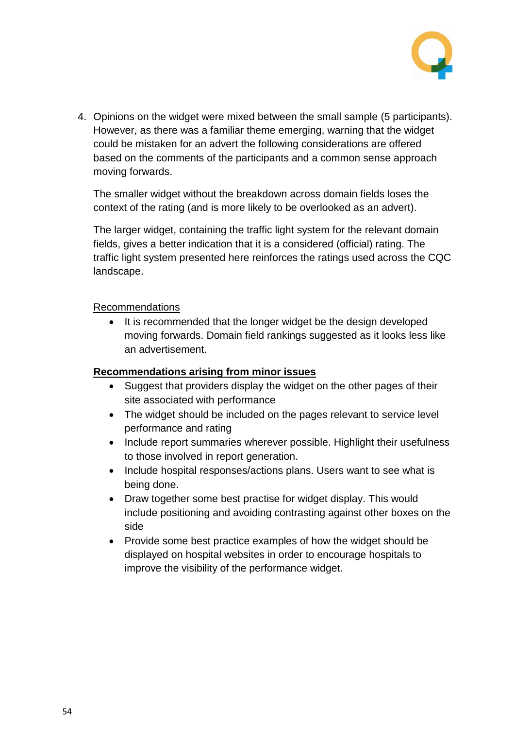4. Opinions on the widget were mixed between the small sample (5 participants). However, as there was a familiar theme emerging, warning that the widget could be mistaken for an advert the following considerations are offered based on the comments of the participants and a common sense approach moving forwards.

   The smaller widget without the breakdown across domain fields loses the context of the rating (and is more likely to be overlooked as an advert).

   The larger widget, containing the traffic light system for the relevant domain fields, gives a better indication that it is a considered (official) rating. The traffic light system presented here reinforces the ratings used across the CQC landscape.

   <u>Recommendations</u>

   - It is recommended that the longer widget be the design developed moving forwards. Domain field rankings suggested as it looks less like an advertisement.

   **<u>Recommendations arising from minor issues</u>**

   - Suggest that providers display the widget on the other pages of their site associated with performance
   - The widget should be included on the pages relevant to service level performance and rating
   - Include report summaries wherever possible. Highlight their usefulness to those involved in report generation.
   - Include hospital responses/actions plans. Users want to see what is being done.
   - Draw together some best practise for widget display. This would include positioning and avoiding contrasting against other boxes on the side
   - Provide some best practice examples of how the widget should be displayed on hospital websites in order to encourage hospitals to improve the visibility of the performance widget.